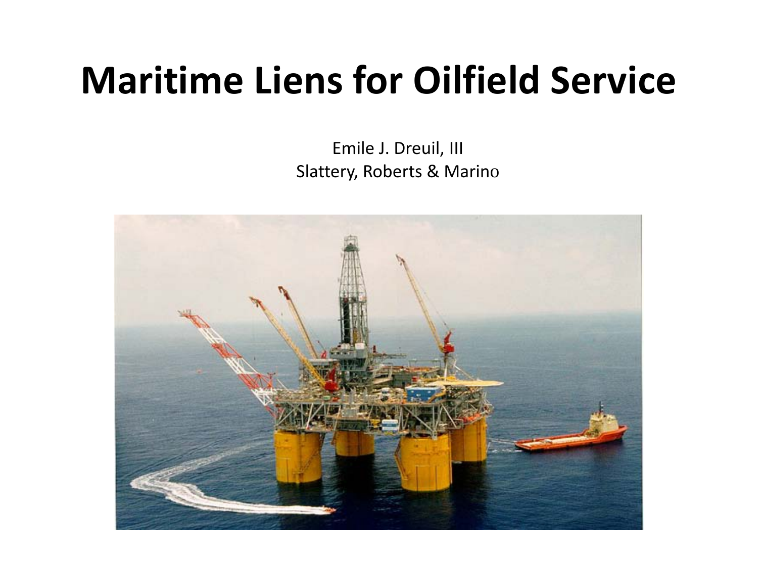# Maritime Liens for Oilfield Service

Emile J. Dreuil, III
Slattery, Roberts & Marino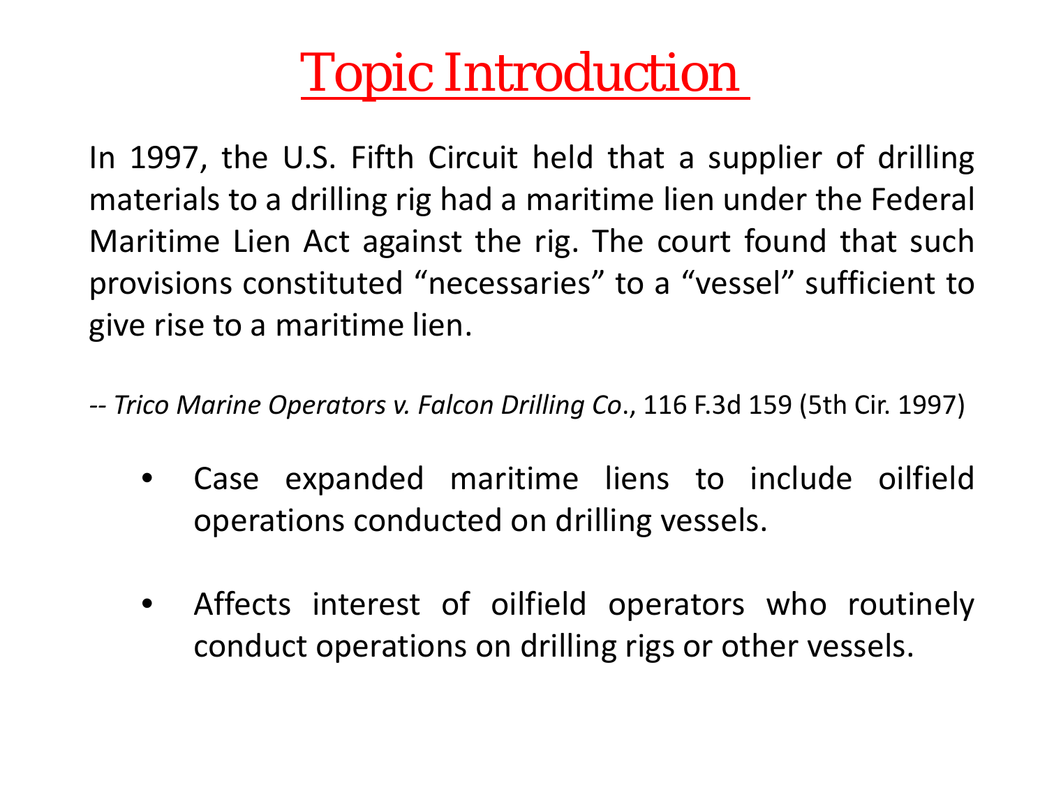# Topic Introduction

In 1997, the U.S. Fifth Circuit held that a supplier of drilling materials to a drilling rig had a maritime lien under the Federal Maritime Lien Act against the rig. The court found that such provisions constituted “necessaries” to a “vessel” sufficient to give rise to a maritime lien.

-- *Trico Marine Operators v. Falcon Drilling Co*., 116 F.3d 159 (5th Cir. 1997)

- Case expanded maritime liens to include oilfield operations conducted on drilling vessels.
- Affects interest of oilfield operators who routinely conduct operations on drilling rigs or other vessels.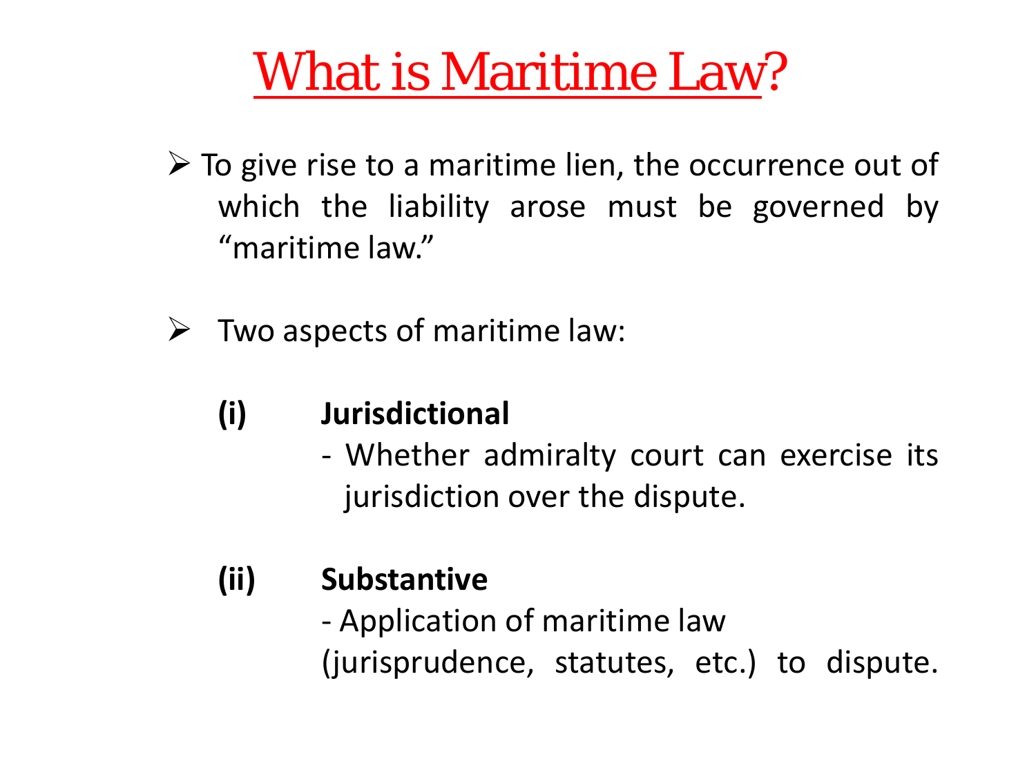# What is Maritime Law?

- To give rise to a maritime lien, the occurrence out of which the liability arose must be governed by "maritime law."

- Two aspects of maritime law:

  **(i) Jurisdictional**
  - Whether admiralty court can exercise its jurisdiction over the dispute.

  **(ii) Substantive**
  - Application of maritime law (jurisprudence, statutes, etc.) to dispute.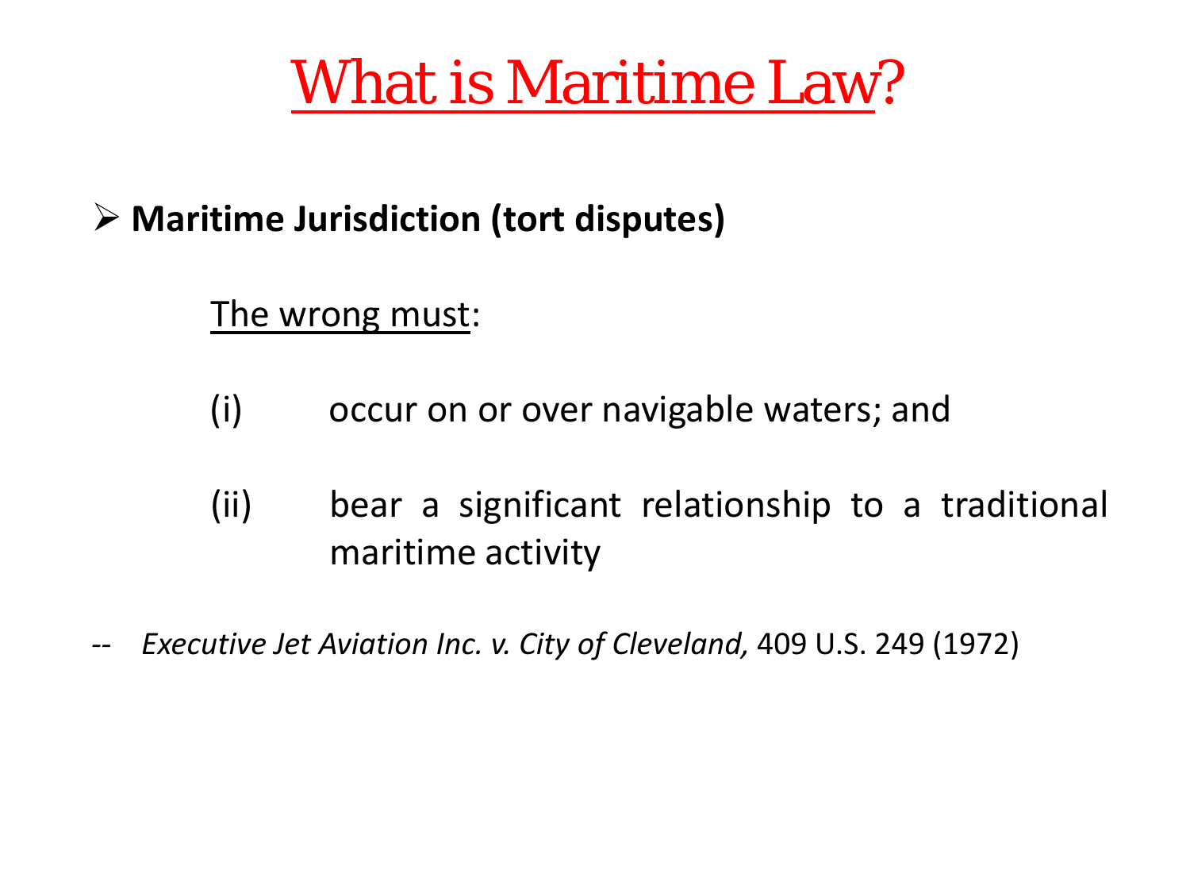# What is Maritime Law?

- **Maritime Jurisdiction (tort disputes)**

The wrong must:

(i) occur on or over navigable waters; and

(ii) bear a significant relationship to a traditional maritime activity

-- *Executive Jet Aviation Inc. v. City of Cleveland,* 409 U.S. 249 (1972)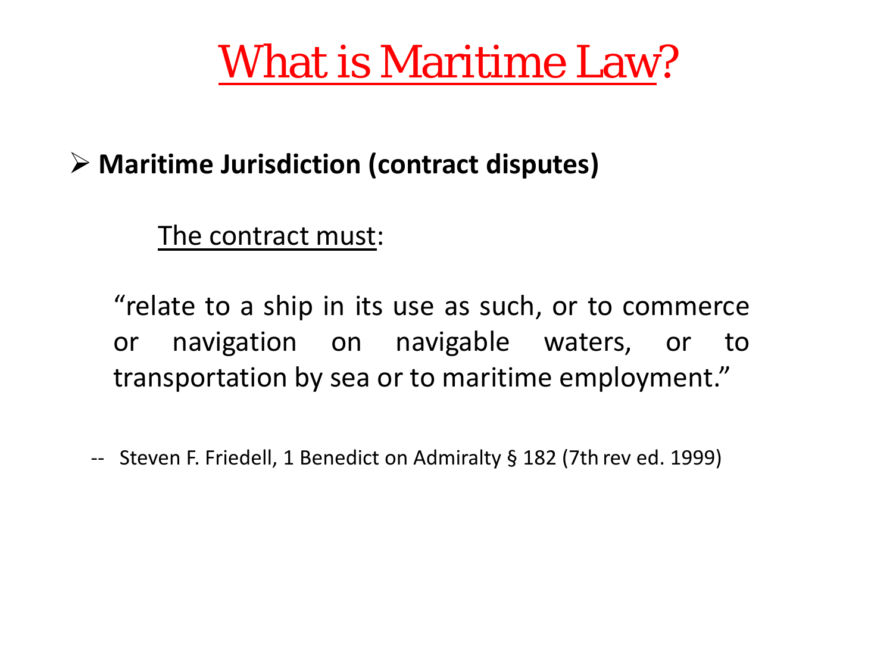# What is Maritime Law?

- **Maritime Jurisdiction (contract disputes)**

The contract must:

"relate to a ship in its use as such, or to commerce or navigation on navigable waters, or to transportation by sea or to maritime employment."

-- Steven F. Friedell, 1 Benedict on Admiralty § 182 (7th rev ed. 1999)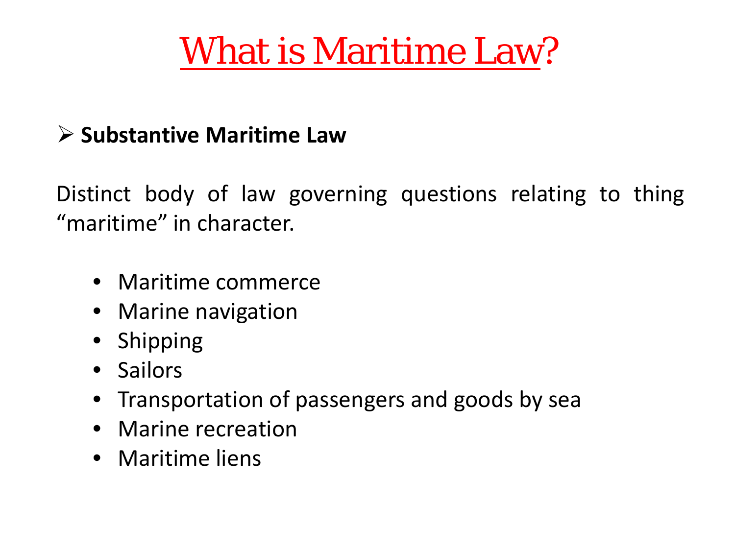# What is Maritime Law?

- **Substantive Maritime Law**

Distinct body of law governing questions relating to thing "maritime" in character.

- Maritime commerce
- Marine navigation
- Shipping
- Sailors
- Transportation of passengers and goods by sea
- Marine recreation
- Maritime liens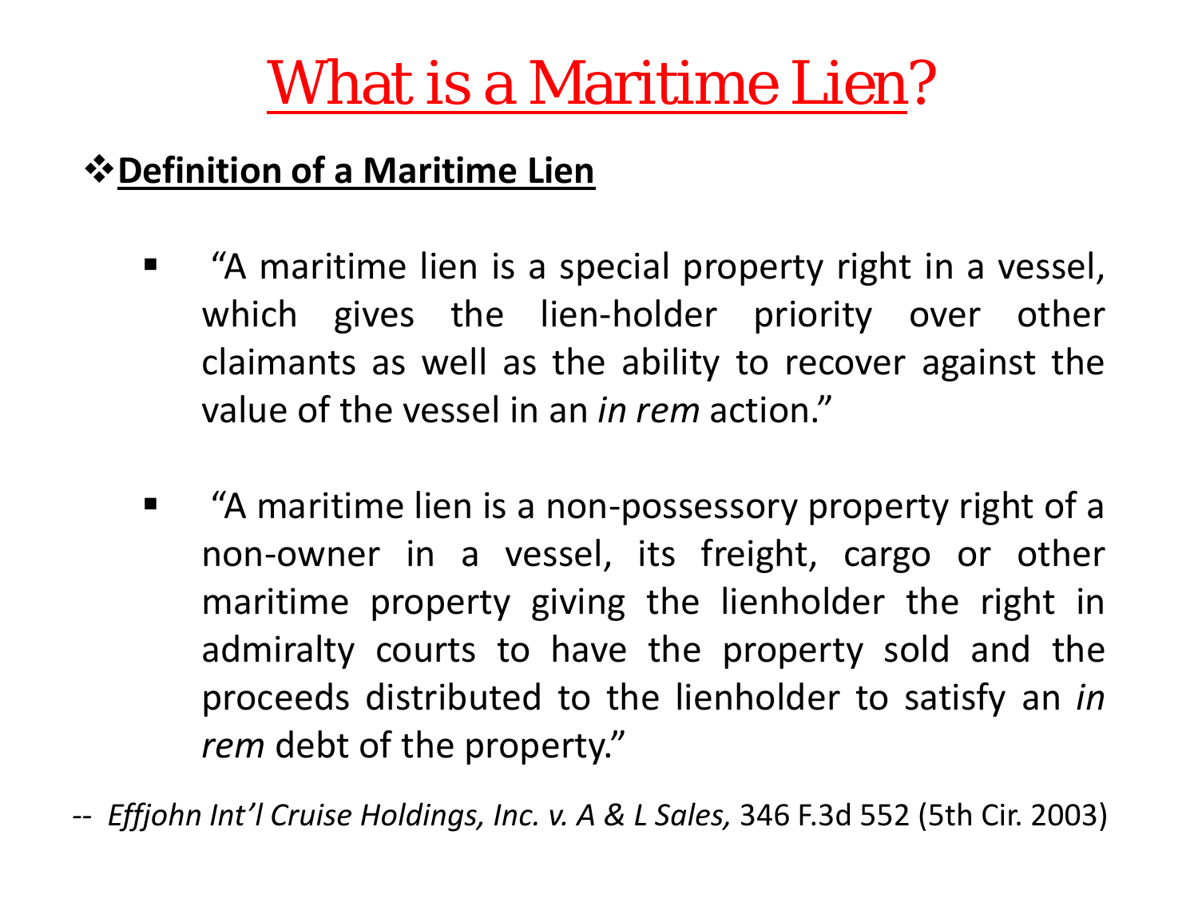# What is a Maritime Lien?

## **Definition of a Maritime Lien**

- "A maritime lien is a special property right in a vessel, which gives the lien-holder priority over other claimants as well as the ability to recover against the value of the vessel in an *in rem* action."

- "A maritime lien is a non-possessory property right of a non-owner in a vessel, its freight, cargo or other maritime property giving the lienholder the right in admiralty courts to have the property sold and the proceeds distributed to the lienholder to satisfy an *in rem* debt of the property."

-- *Effjohn Int'l Cruise Holdings, Inc. v. A & L Sales,* 346 F.3d 552 (5th Cir. 2003)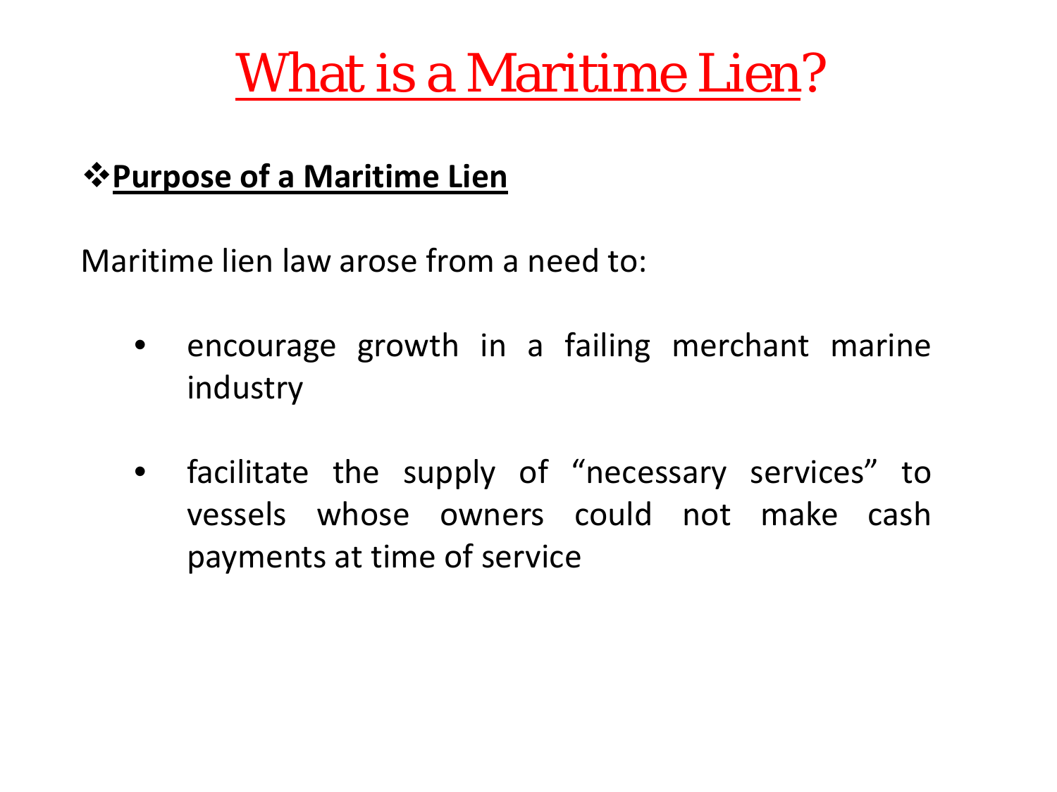# What is a Maritime Lien?

❖**Purpose of a Maritime Lien**

Maritime lien law arose from a need to:

- encourage growth in a failing merchant marine industry
- facilitate the supply of "necessary services" to vessels whose owners could not make cash payments at time of service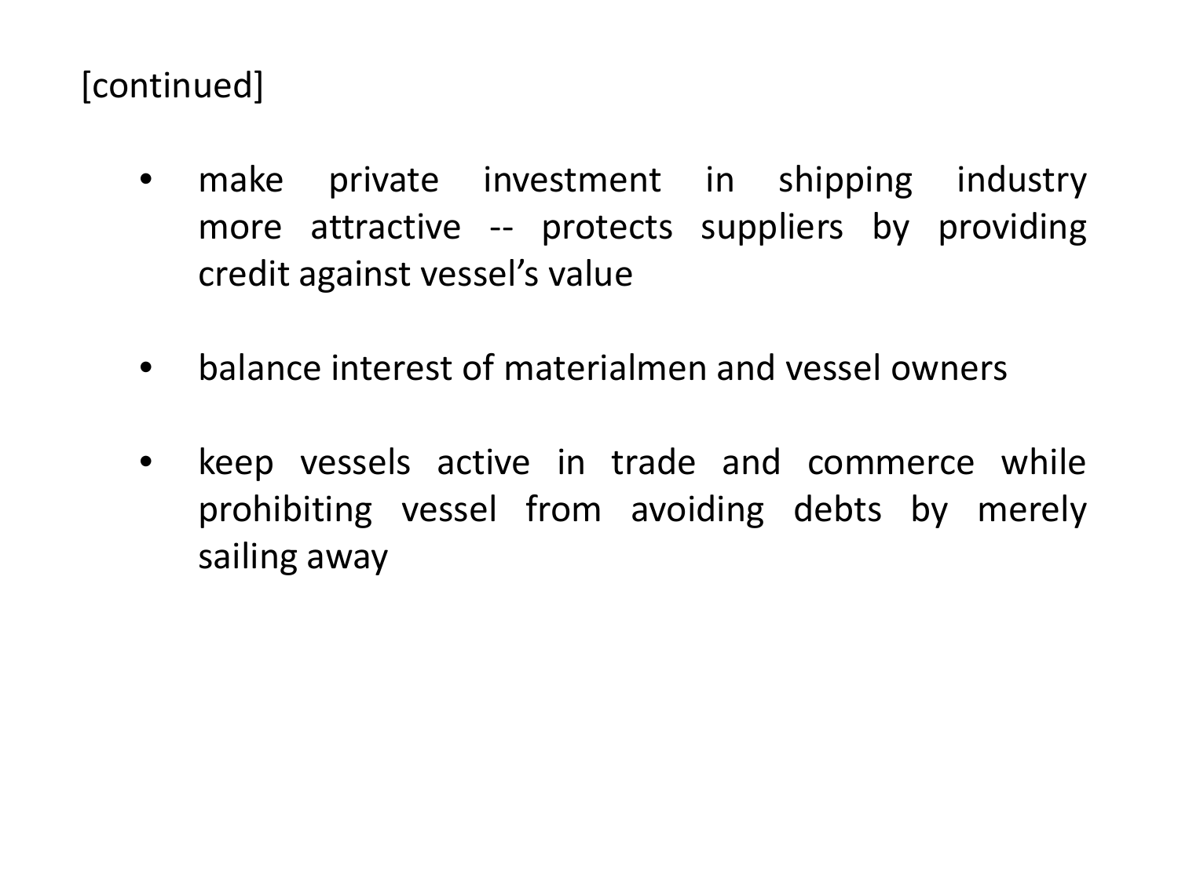[continued]

- make private investment in shipping industry more attractive -- protects suppliers by providing credit against vessel's value

- balance interest of materialmen and vessel owners

- keep vessels active in trade and commerce while prohibiting vessel from avoiding debts by merely sailing away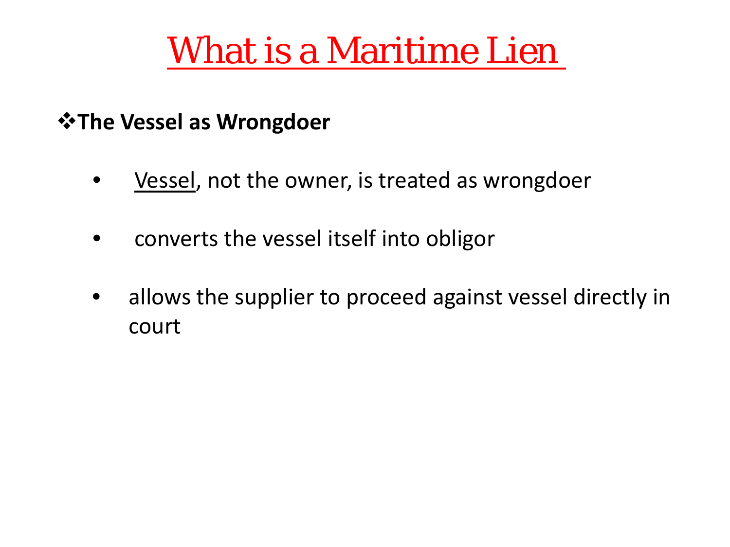# What is a Maritime Lien

❖**The Vessel as Wrongdoer**

- Vessel, not the owner, is treated as wrongdoer
- converts the vessel itself into obligor
- allows the supplier to proceed against vessel directly in court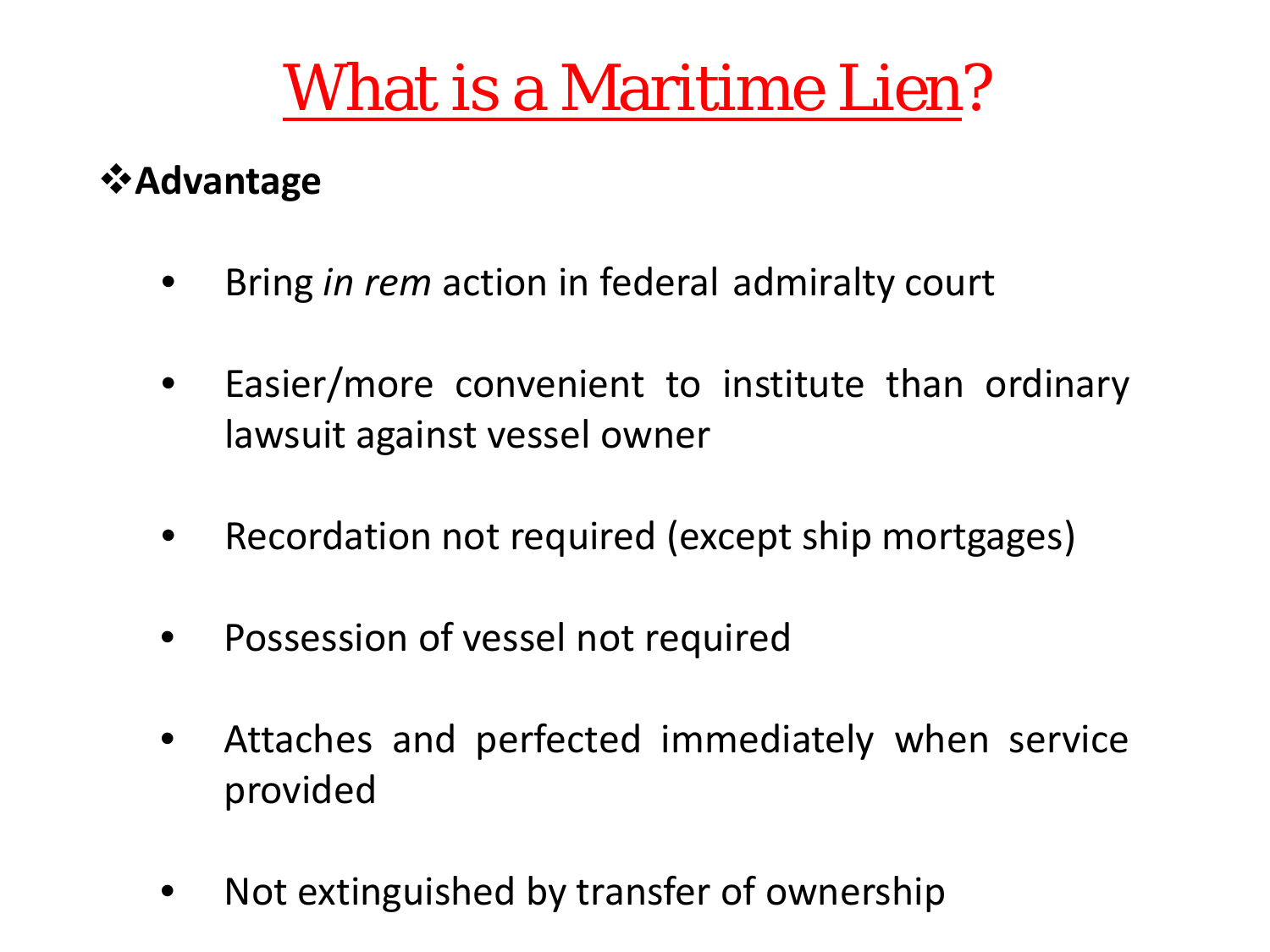# What is a Maritime Lien?

- **Advantage**
  - Bring *in rem* action in federal admiralty court
  - Easier/more convenient to institute than ordinary lawsuit against vessel owner
  - Recordation not required (except ship mortgages)
  - Possession of vessel not required
  - Attaches and perfected immediately when service provided
  - Not extinguished by transfer of ownership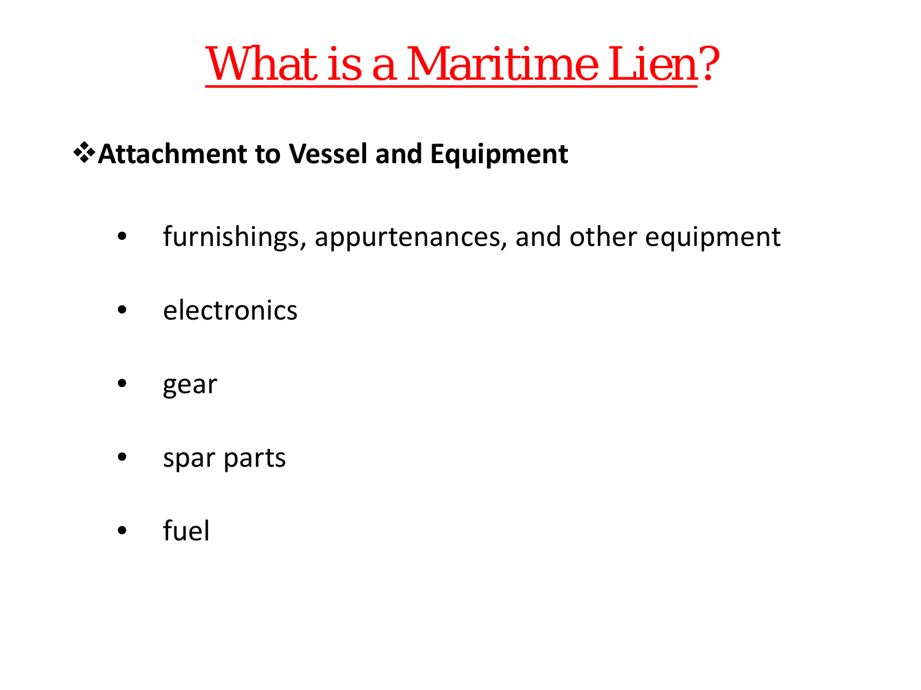# What is a Maritime Lien?

❖**Attachment to Vessel and Equipment**

- furnishings, appurtenances, and other equipment
- electronics
- gear
- spar parts
- fuel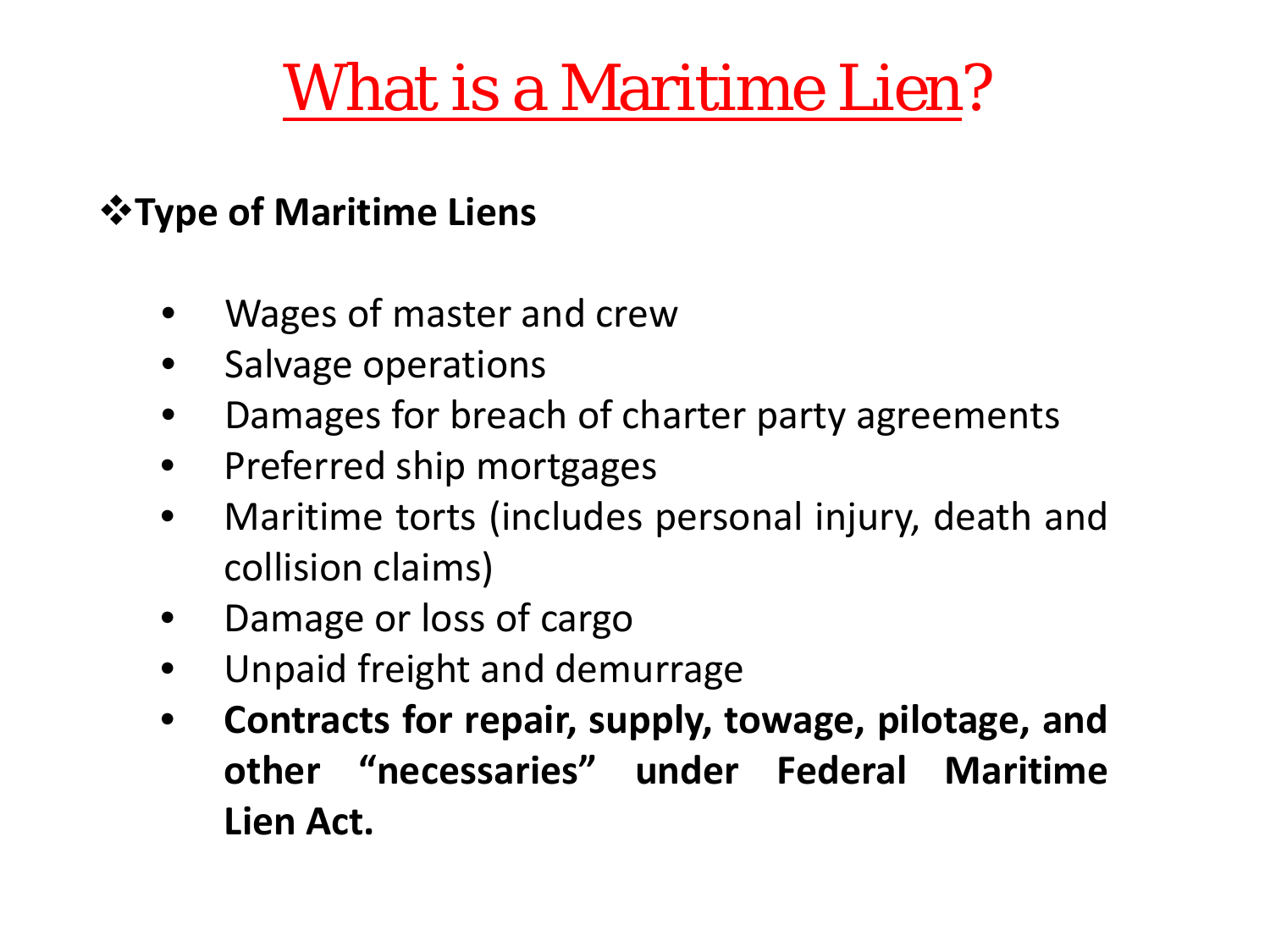# What is a Maritime Lien?

❖**Type of Maritime Liens**

- Wages of master and crew
- Salvage operations
- Damages for breach of charter party agreements
- Preferred ship mortgages
- Maritime torts (includes personal injury, death and collision claims)
- Damage or loss of cargo
- Unpaid freight and demurrage
- **Contracts for repair, supply, towage, pilotage, and other "necessaries" under Federal Maritime Lien Act.**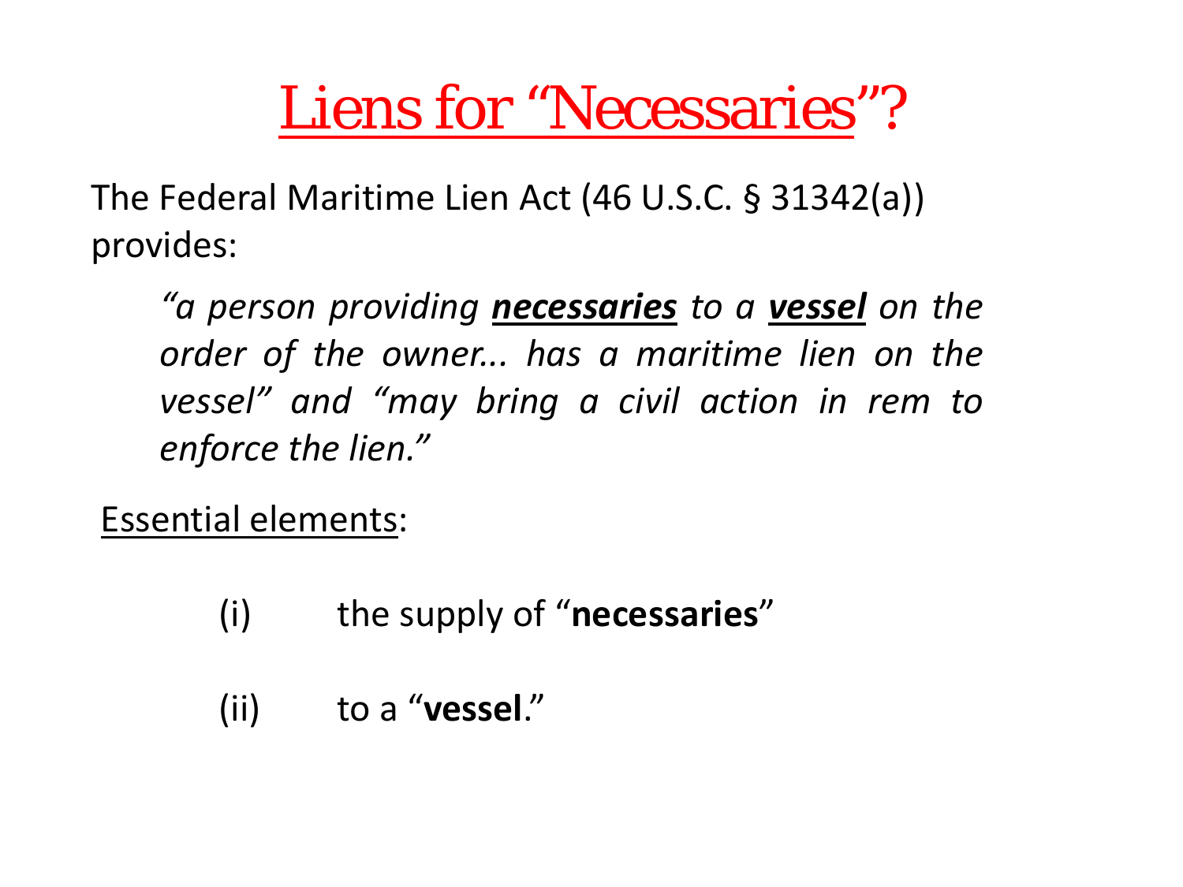# Liens for "Necessaries"?

The Federal Maritime Lien Act (46 U.S.C. § 31342(a)) provides:

> *"a person providing **necessaries** to a **vessel** on the order of the owner... has a maritime lien on the vessel" and "may bring a civil action in rem to enforce the lien."*

Essential elements:

(i) the supply of "**necessaries**"

(ii) to a "**vessel**."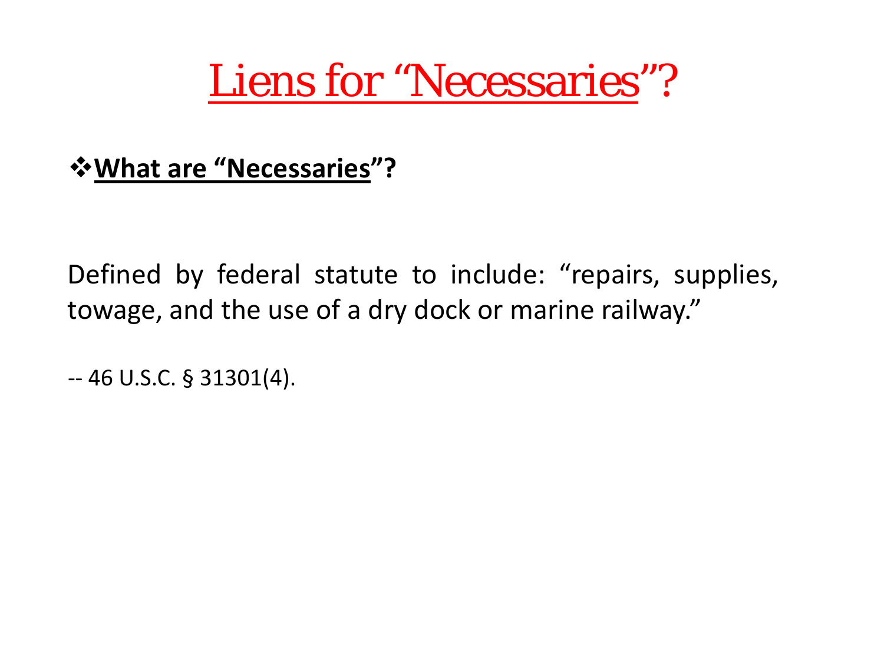# Liens for "Necessaries"?

❖**What are "Necessaries"?**

Defined by federal statute to include: "repairs, supplies, towage, and the use of a dry dock or marine railway."

-- 46 U.S.C. § 31301(4).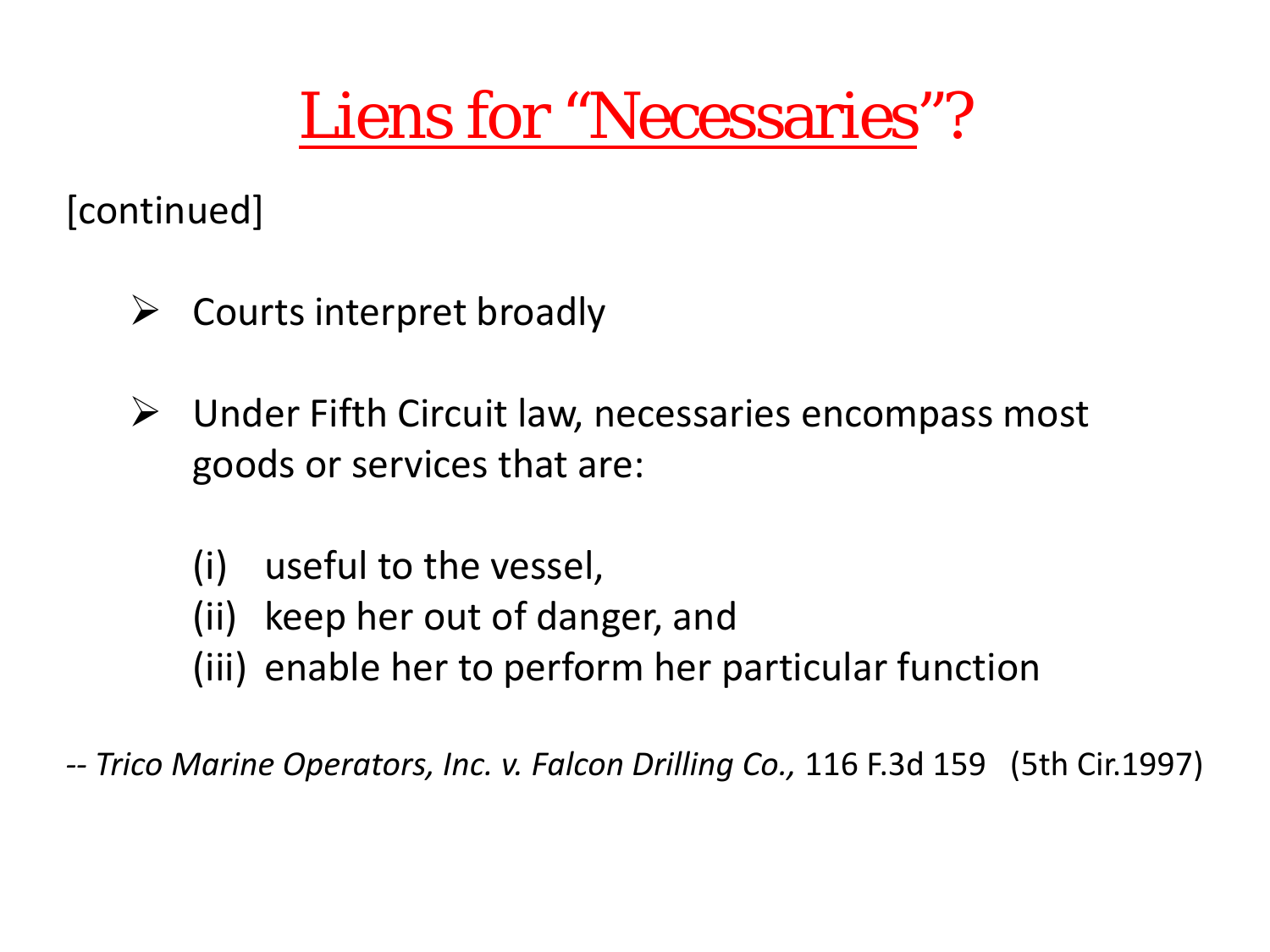# Liens for "Necessaries"?

[continued]

- Courts interpret broadly

- Under Fifth Circuit law, necessaries encompass most goods or services that are:

  (i) useful to the vessel,
  (ii) keep her out of danger, and
  (iii) enable her to perform her particular function

-- *Trico Marine Operators, Inc. v. Falcon Drilling Co.,* 116 F.3d 159 (5th Cir.1997)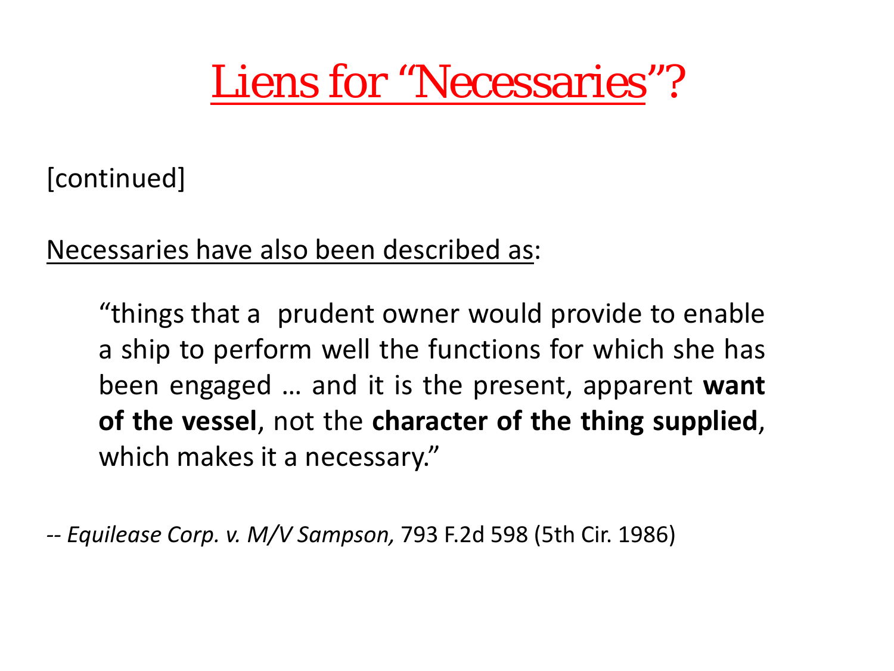# Liens for “Necessaries”?

[continued]

Necessaries have also been described as:

> “things that a prudent owner would provide to enable a ship to perform well the functions for which she has been engaged … and it is the present, apparent **want of the vessel**, not the **character of the thing supplied**, which makes it a necessary.”

-- *Equilease Corp. v. M/V Sampson,* 793 F.2d 598 (5th Cir. 1986)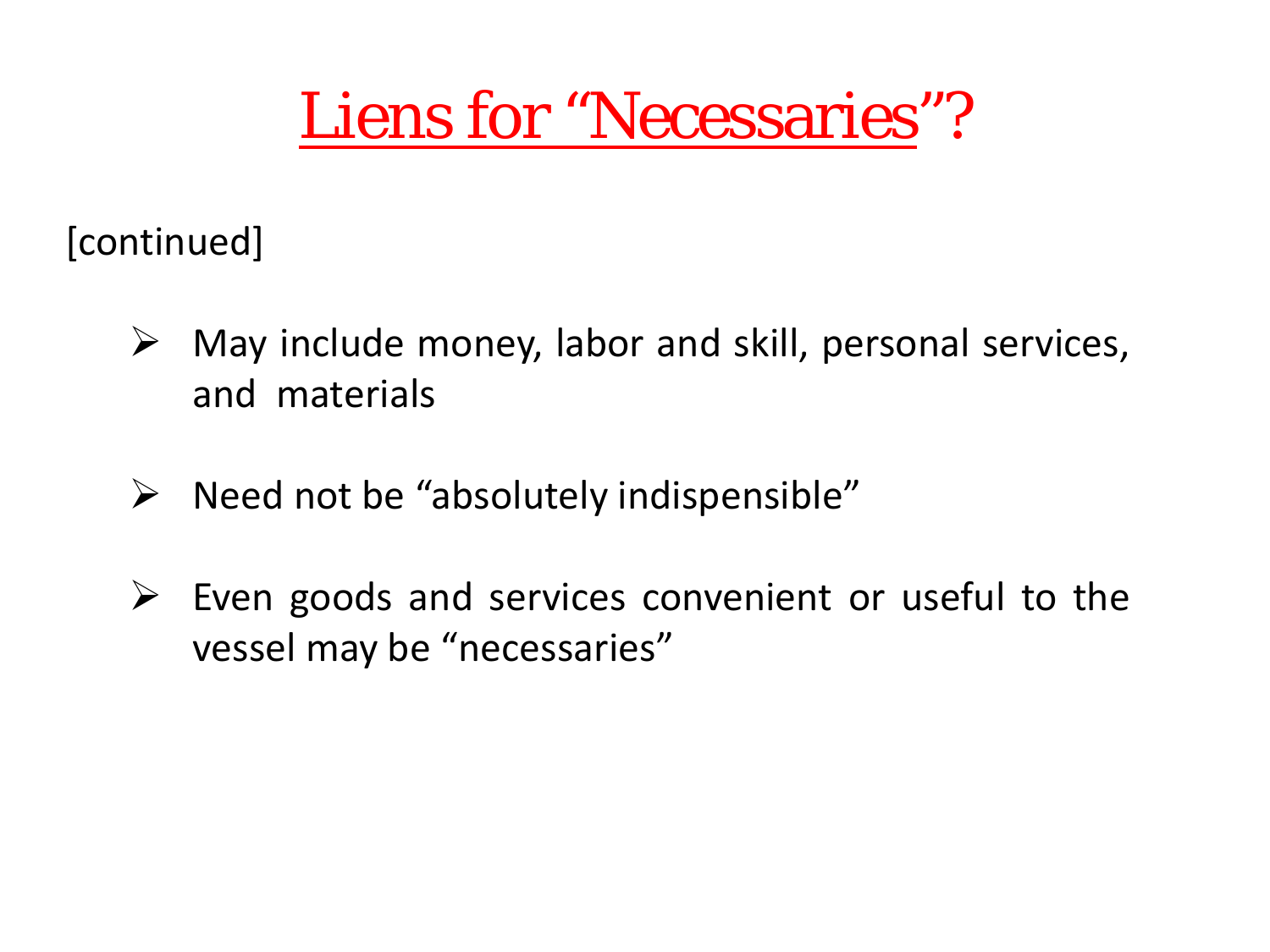# Liens for "Necessaries"?

[continued]

- May include money, labor and skill, personal services, and materials
- Need not be "absolutely indispensible"
- Even goods and services convenient or useful to the vessel may be "necessaries"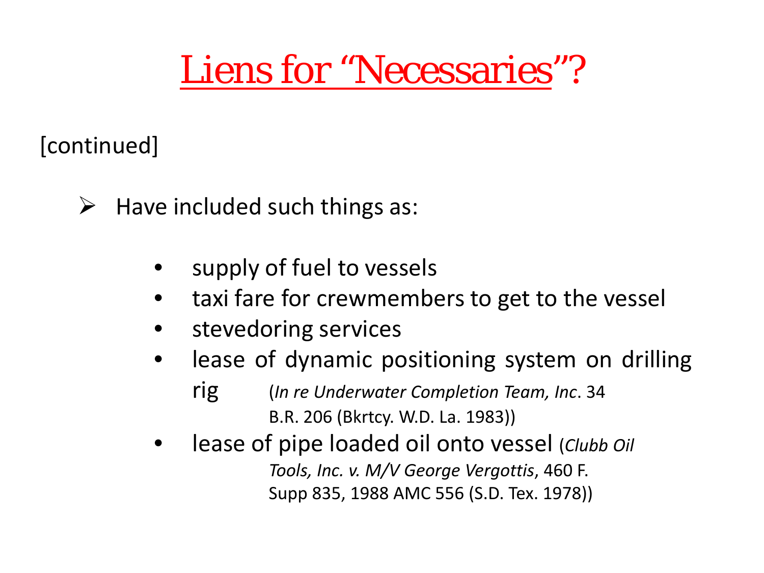# Liens for "Necessaries"?

[continued]

- Have included such things as:

  - supply of fuel to vessels
  - taxi fare for crewmembers to get to the vessel
  - stevedoring services
  - lease of dynamic positioning system on drilling rig (*In re Underwater Completion Team, Inc*. 34 B.R. 206 (Bkrtcy. W.D. La. 1983))
  - lease of pipe loaded oil onto vessel (*Clubb Oil Tools, Inc. v. M/V George Vergottis*, 460 F. Supp 835, 1988 AMC 556 (S.D. Tex. 1978))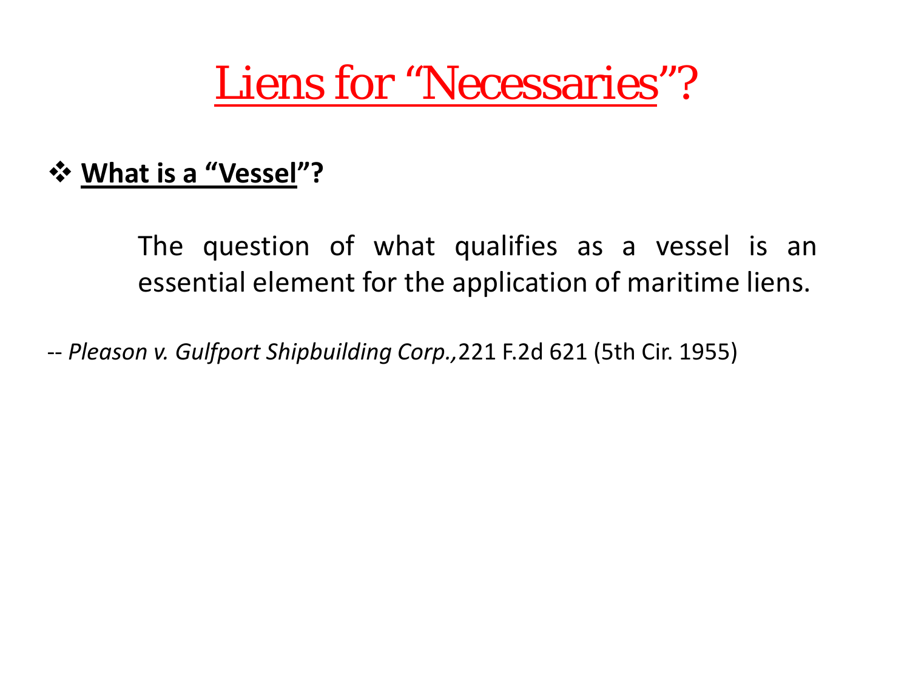# Liens for "Necessaries"?

❖ **What is a "Vessel"?**

> The question of what qualifies as a vessel is an essential element for the application of maritime liens.

-- *Pleason v. Gulfport Shipbuilding Corp.,* 221 F.2d 621 (5th Cir. 1955)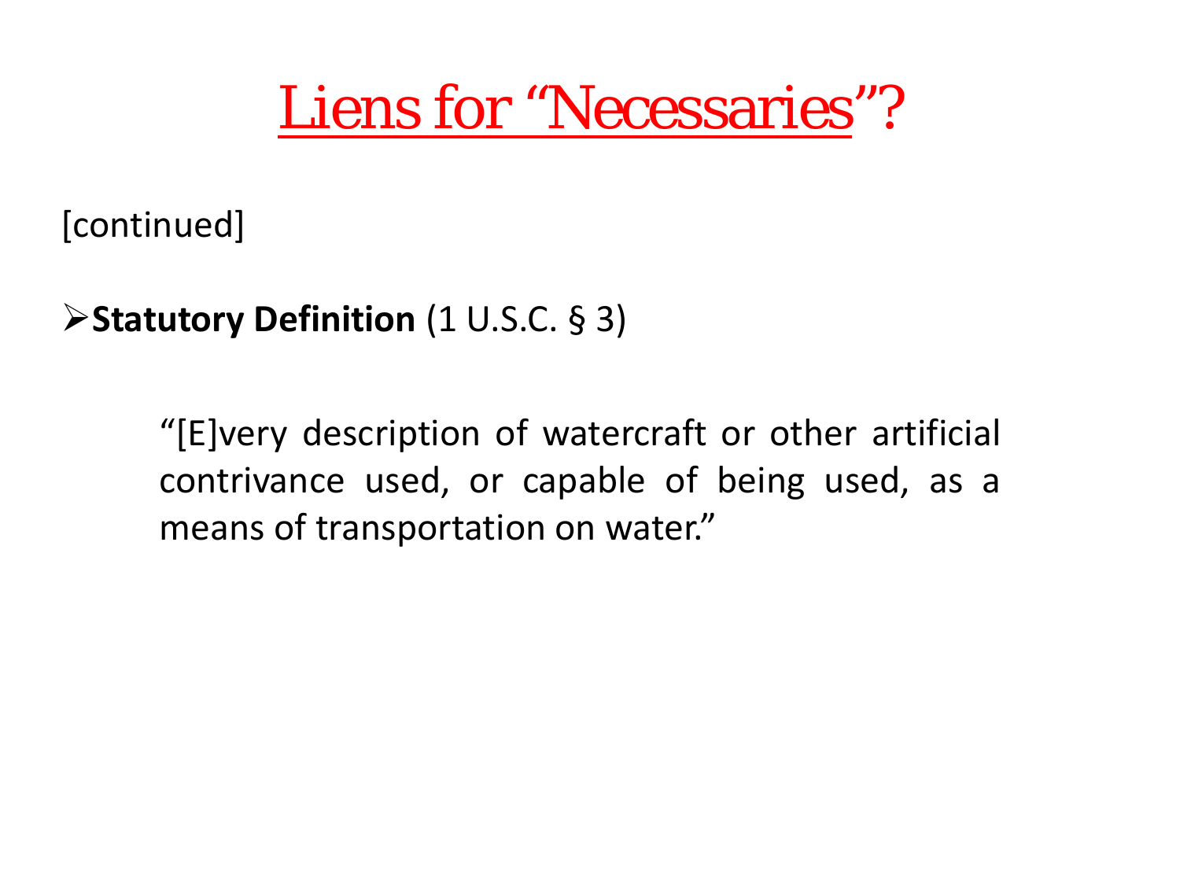# Liens for "Necessaries"?

[continued]

- **Statutory Definition** (1 U.S.C. § 3)

> "[E]very description of watercraft or other artificial contrivance used, or capable of being used, as a means of transportation on water."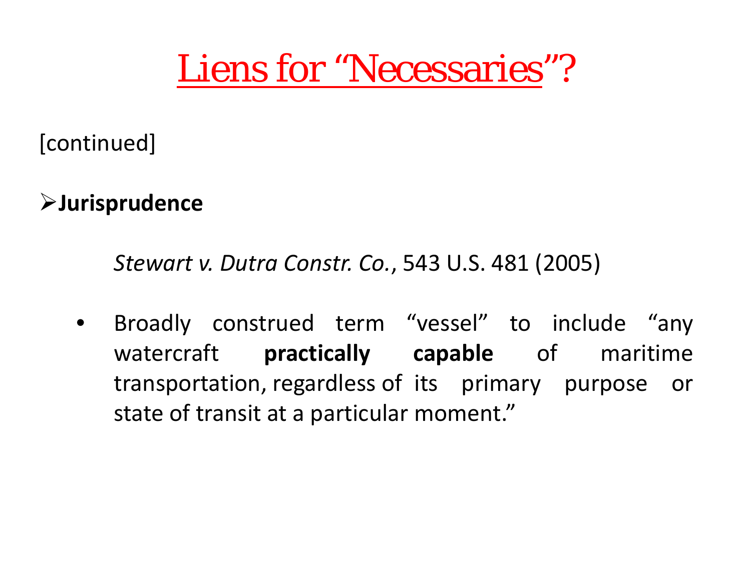# Liens for "Necessaries"?

[continued]

- **Jurisprudence**

  *Stewart v. Dutra Constr. Co.*, 543 U.S. 481 (2005)

  - Broadly construed term "vessel" to include "any watercraft **practically capable** of maritime transportation, regardless of its primary purpose or state of transit at a particular moment."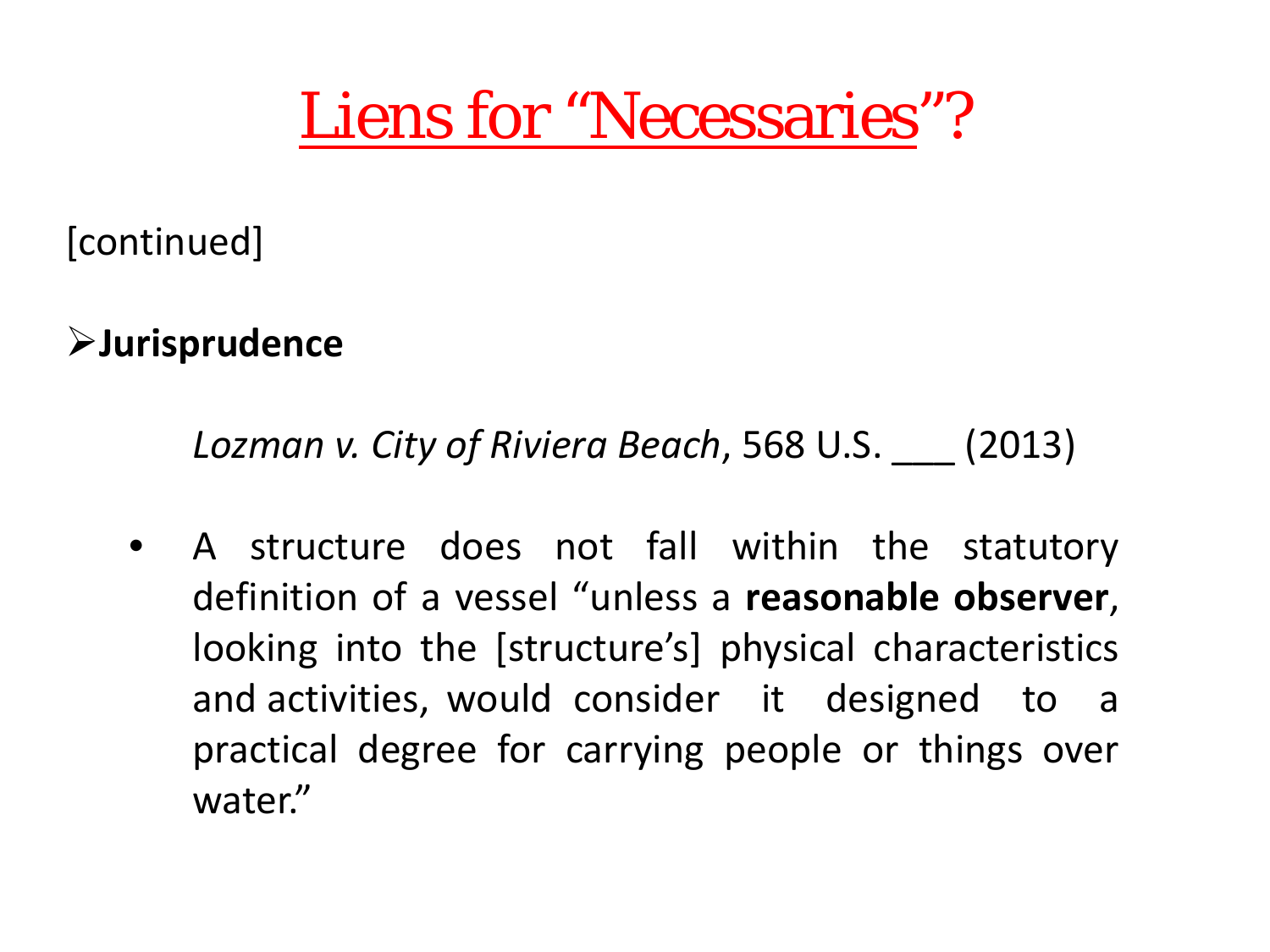# Liens for "Necessaries"?

[continued]

- **Jurisprudence**

*Lozman v. City of Riviera Beach*, 568 U.S. ___ (2013)

- A structure does not fall within the statutory definition of a vessel "unless a **reasonable observer**, looking into the [structure's] physical characteristics and activities, would consider it designed to a practical degree for carrying people or things over water."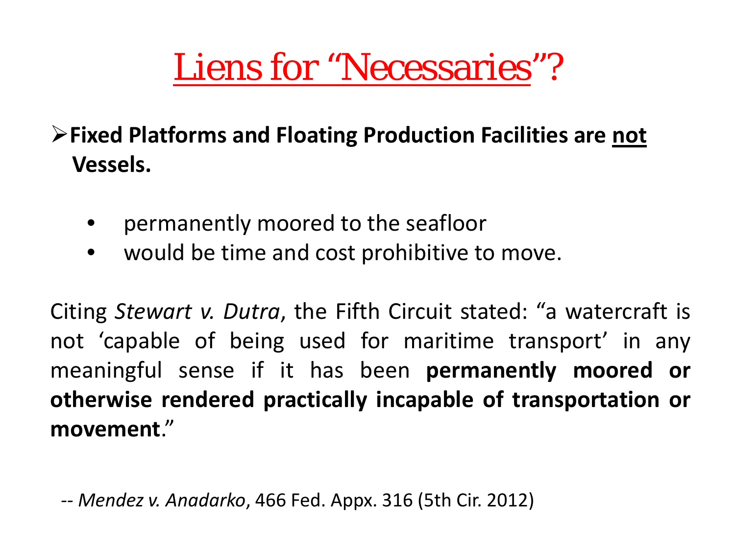# Liens for "Necessaries"?

- **Fixed Platforms and Floating Production Facilities are <u>not</u> Vessels.**
  - permanently moored to the seafloor
  - would be time and cost prohibitive to move.

Citing *Stewart v. Dutra*, the Fifth Circuit stated: "a watercraft is not 'capable of being used for maritime transport' in any meaningful sense if it has been **permanently moored or otherwise rendered practically incapable of transportation or movement**."

-- *Mendez v. Anadarko*, 466 Fed. Appx. 316 (5th Cir. 2012)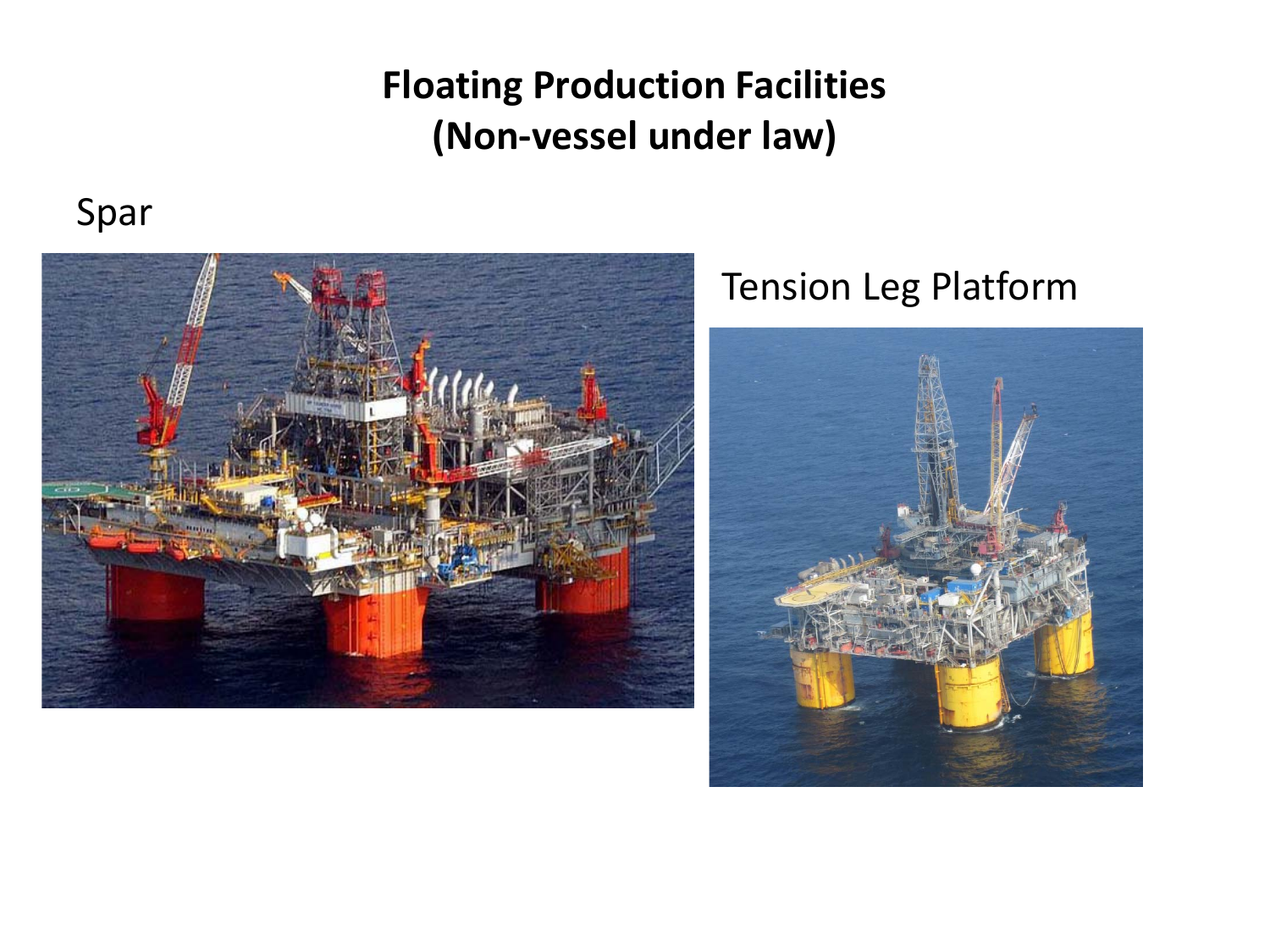# Floating Production Facilities
# (Non-vessel under law)

Spar

Tension Leg Platform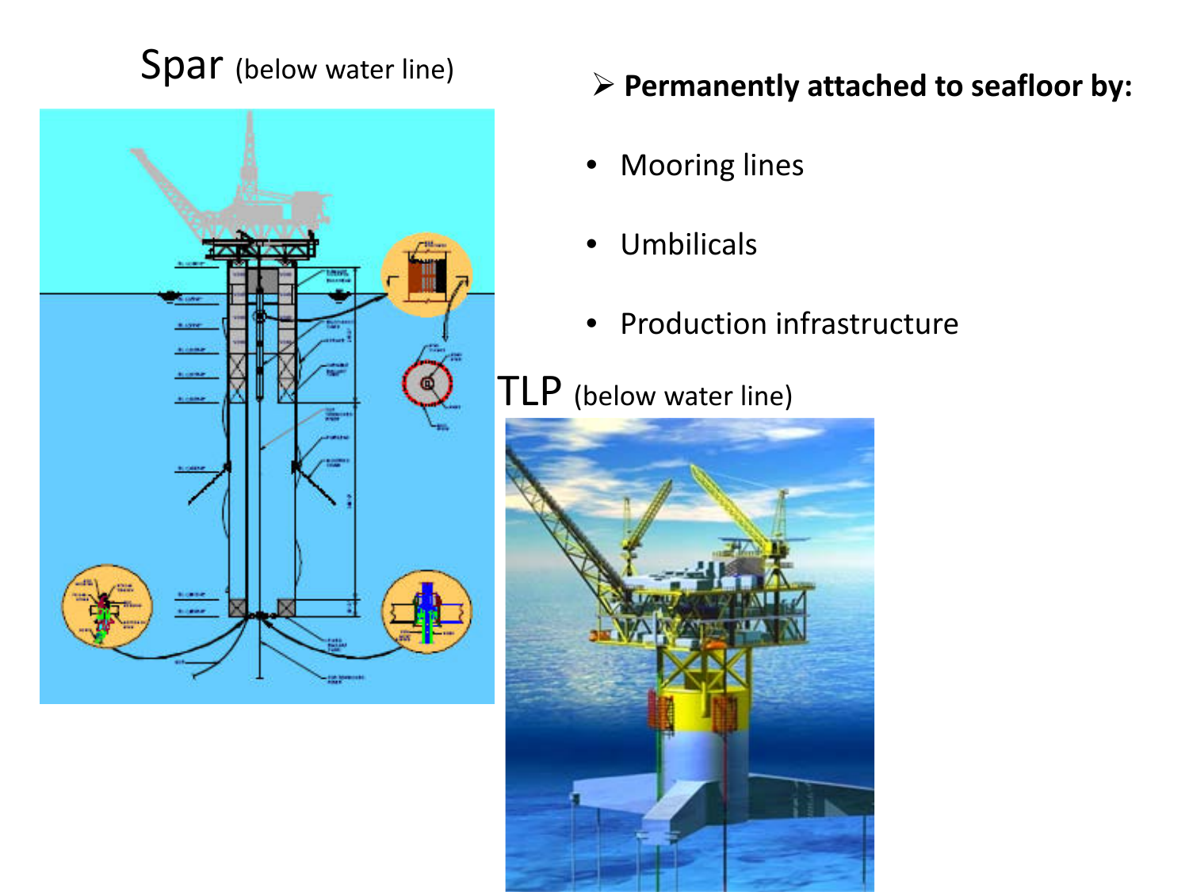Spar (below water line)

TLP (below water line)

- **Permanently attached to seafloor by:**
  - Mooring lines
  - Umbilicals
  - Production infrastructure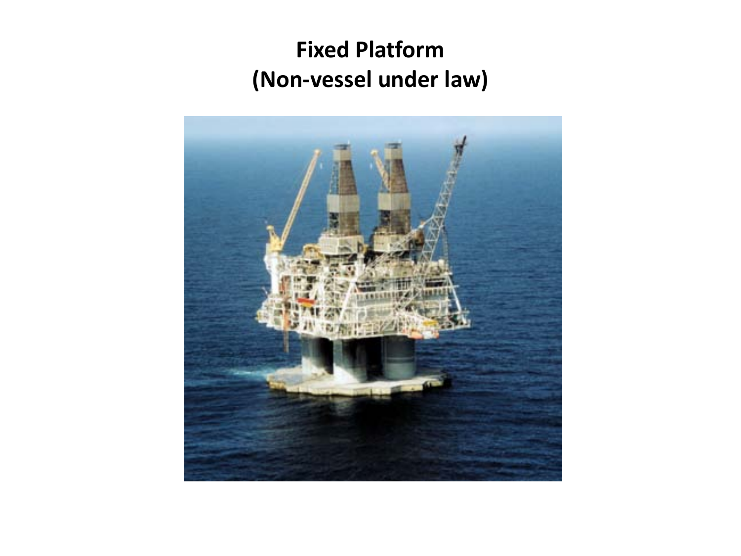# Fixed Platform
# (Non-vessel under law)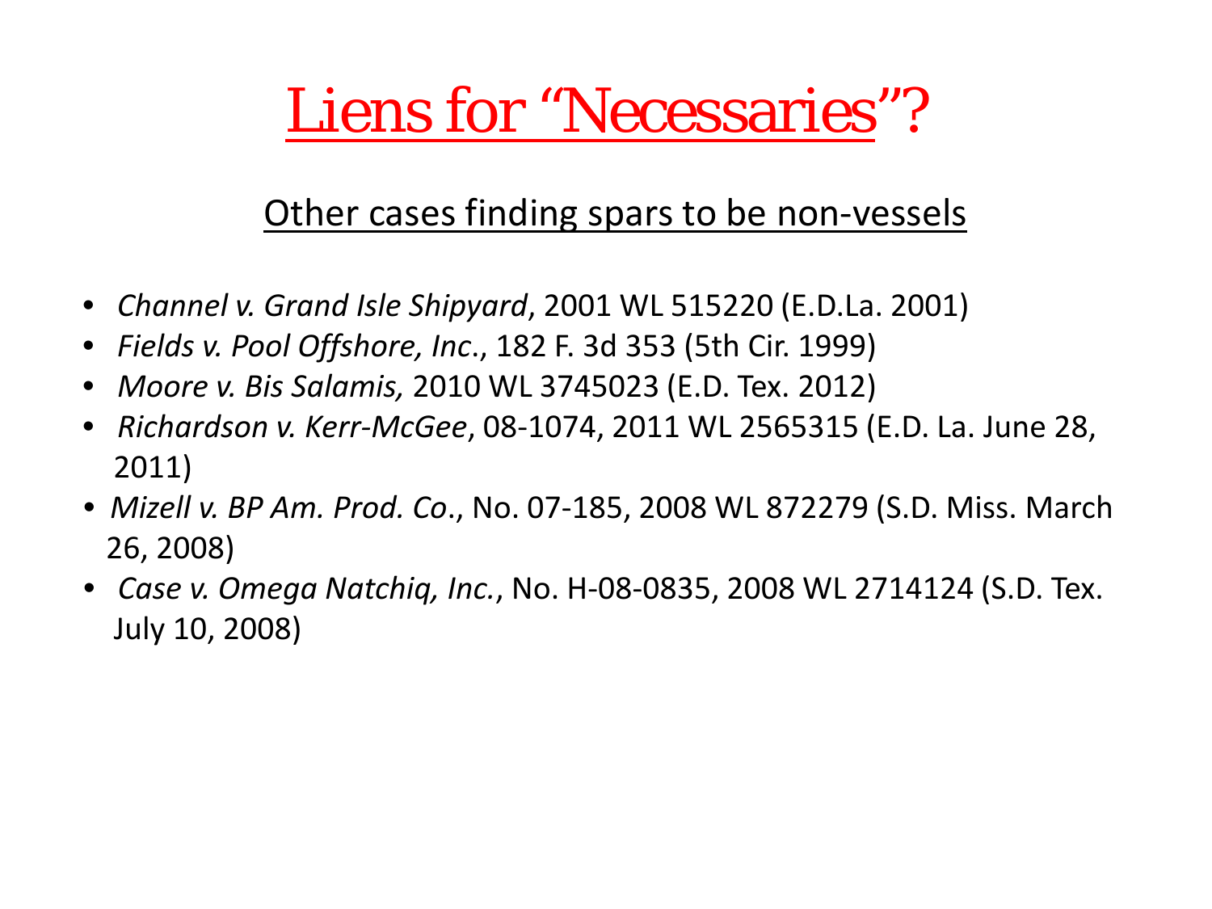# Liens for "Necessaries"?

## Other cases finding spars to be non-vessels

- *Channel v. Grand Isle Shipyard*, 2001 WL 515220 (E.D.La. 2001)
- *Fields v. Pool Offshore, Inc*., 182 F. 3d 353 (5th Cir. 1999)
- *Moore v. Bis Salamis,* 2010 WL 3745023 (E.D. Tex. 2012)
- *Richardson v. Kerr-McGee*, 08-1074, 2011 WL 2565315 (E.D. La. June 28, 2011)
- *Mizell v. BP Am. Prod. Co*., No. 07-185, 2008 WL 872279 (S.D. Miss. March 26, 2008)
- *Case v. Omega Natchiq, Inc.*, No. H-08-0835, 2008 WL 2714124 (S.D. Tex. July 10, 2008)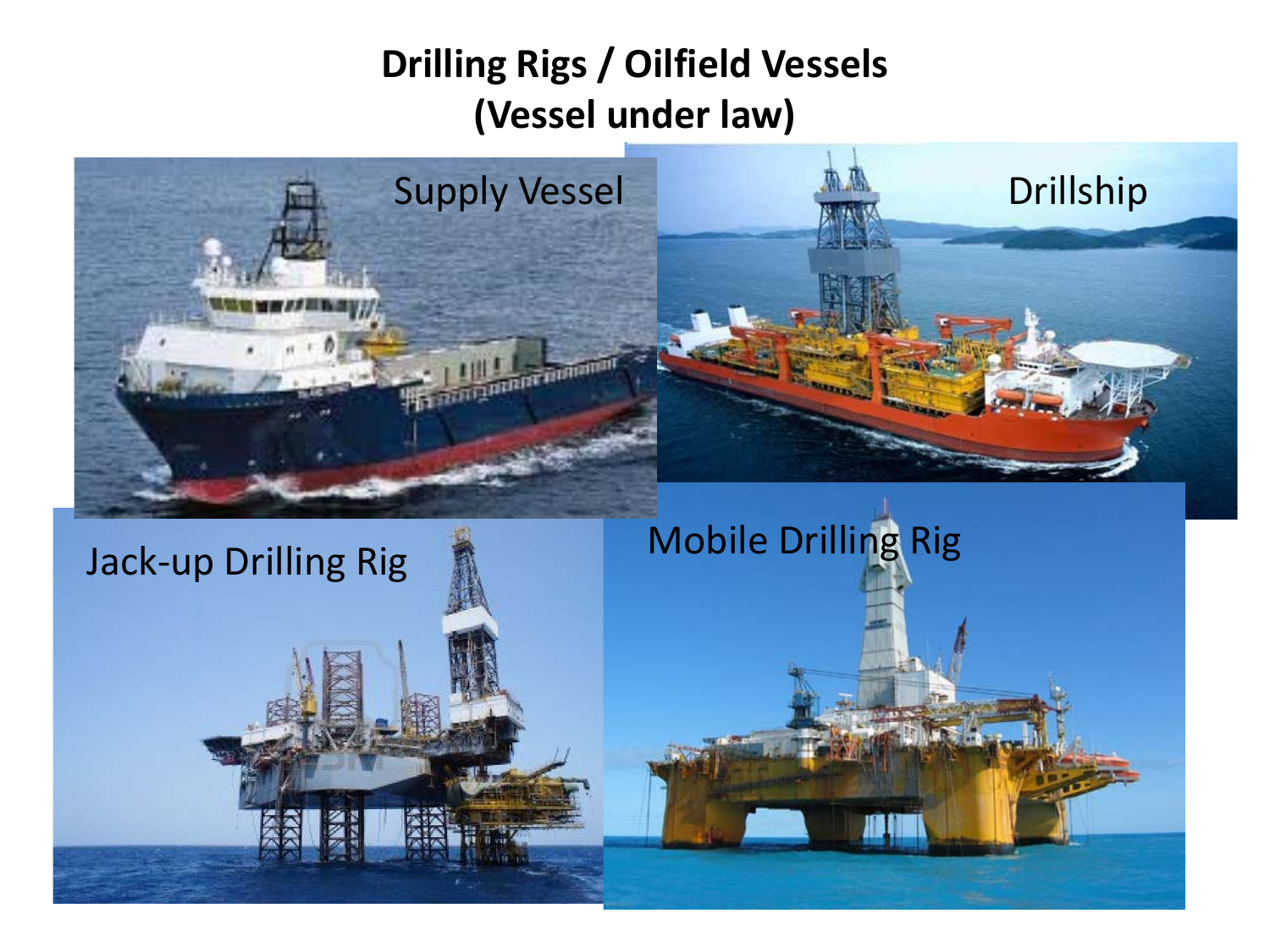# Drilling Rigs / Oilfield Vessels (Vessel under law)

Supply Vessel

Drillship

Jack-up Drilling Rig

Mobile Drilling Rig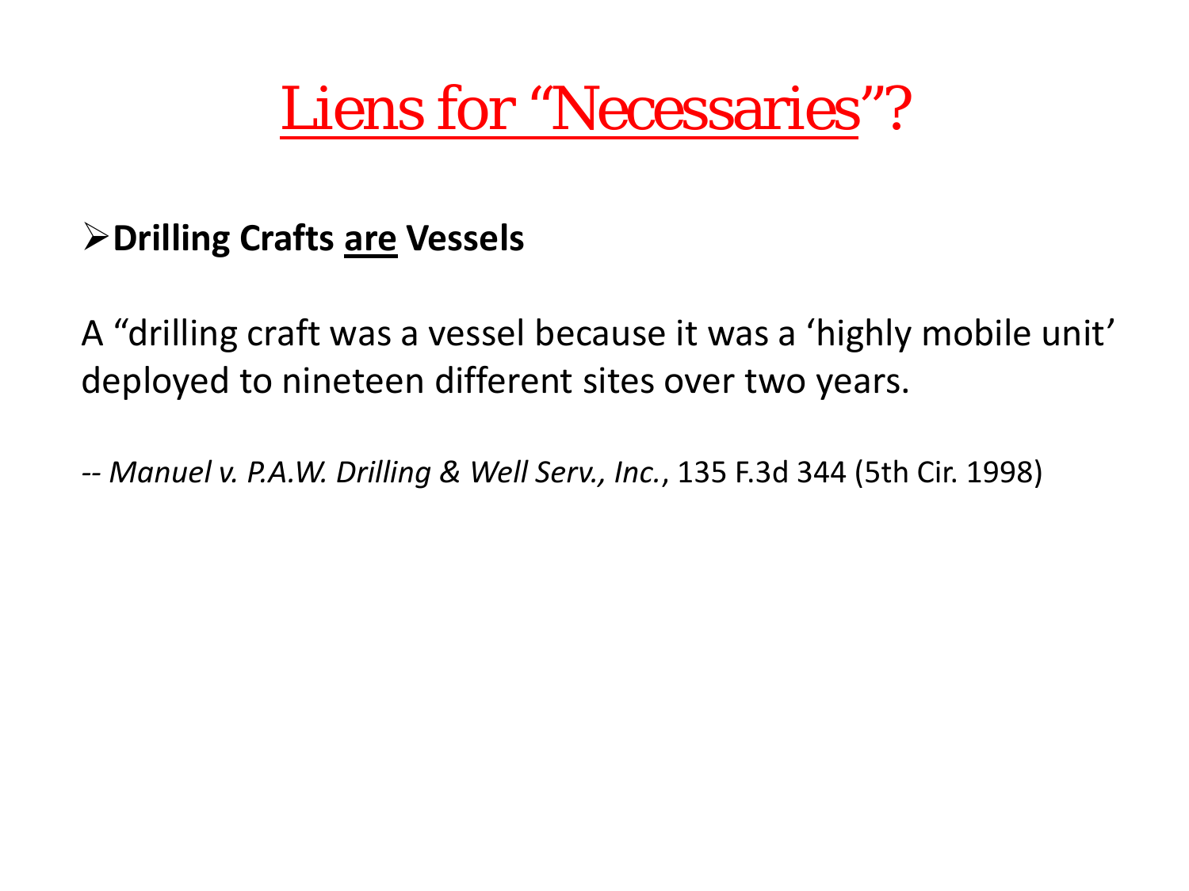# Liens for "Necessaries"?

- **Drilling Crafts <u>are</u> Vessels**

A "drilling craft was a vessel because it was a 'highly mobile unit' deployed to nineteen different sites over two years.

-- *Manuel v. P.A.W. Drilling & Well Serv., Inc.*, 135 F.3d 344 (5th Cir. 1998)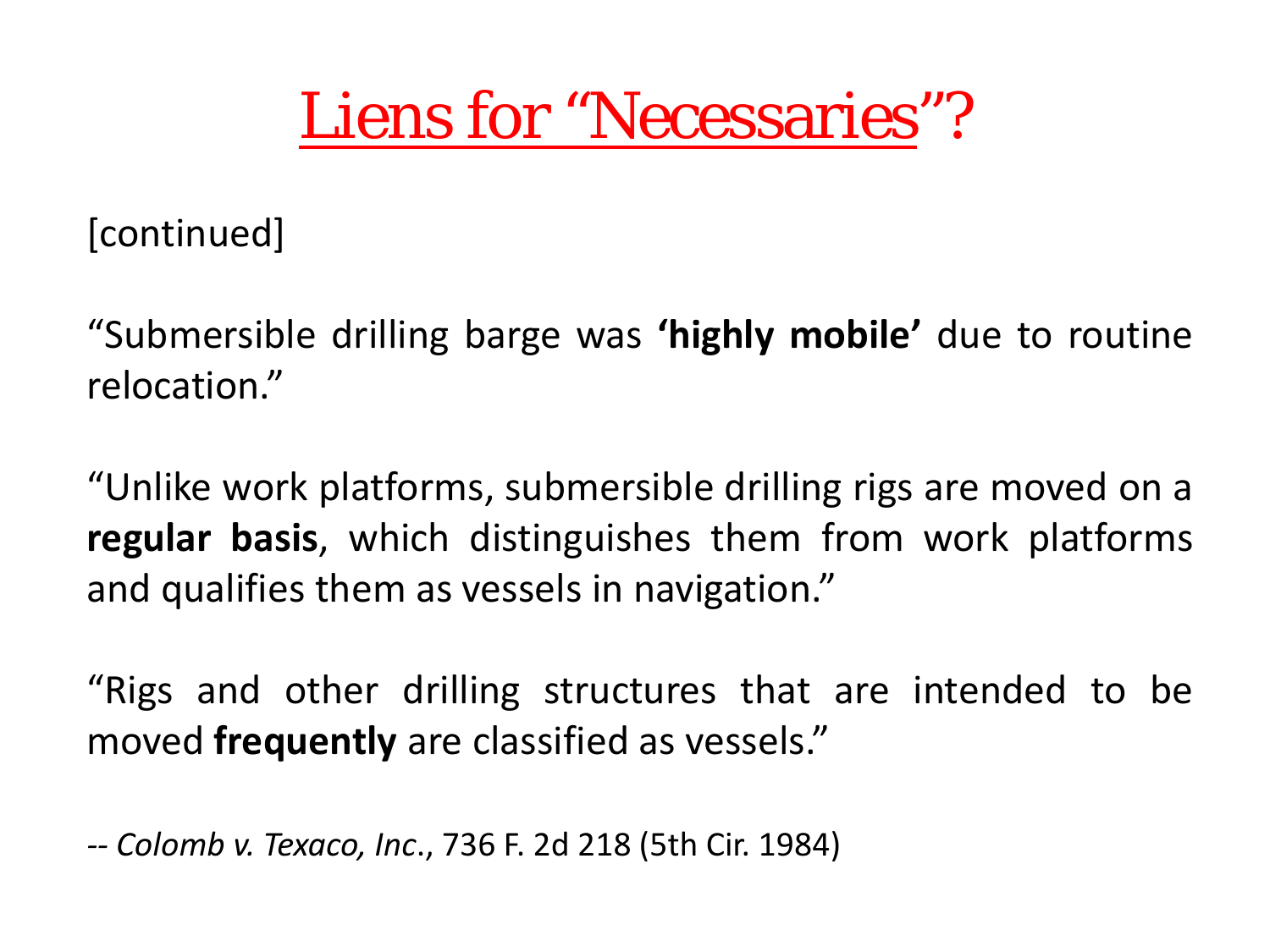# Liens for "Necessaries"?

[continued]

"Submersible drilling barge was **'highly mobile'** due to routine relocation."

"Unlike work platforms, submersible drilling rigs are moved on a **regular basis**, which distinguishes them from work platforms and qualifies them as vessels in navigation."

"Rigs and other drilling structures that are intended to be moved **frequently** are classified as vessels."

-- *Colomb v. Texaco, Inc*., 736 F. 2d 218 (5th Cir. 1984)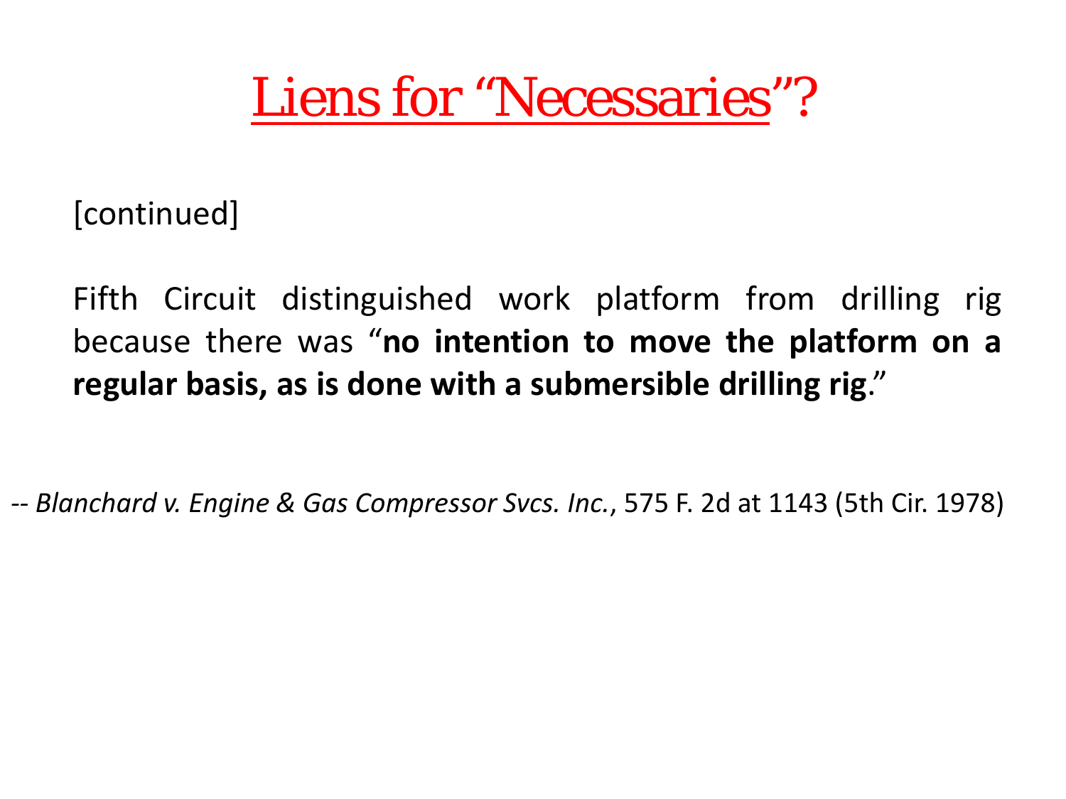# Liens for "Necessaries"?

[continued]

Fifth Circuit distinguished work platform from drilling rig because there was "**no intention to move the platform on a regular basis, as is done with a submersible drilling rig**."

-- *Blanchard v. Engine & Gas Compressor Svcs. Inc.*, 575 F. 2d at 1143 (5th Cir. 1978)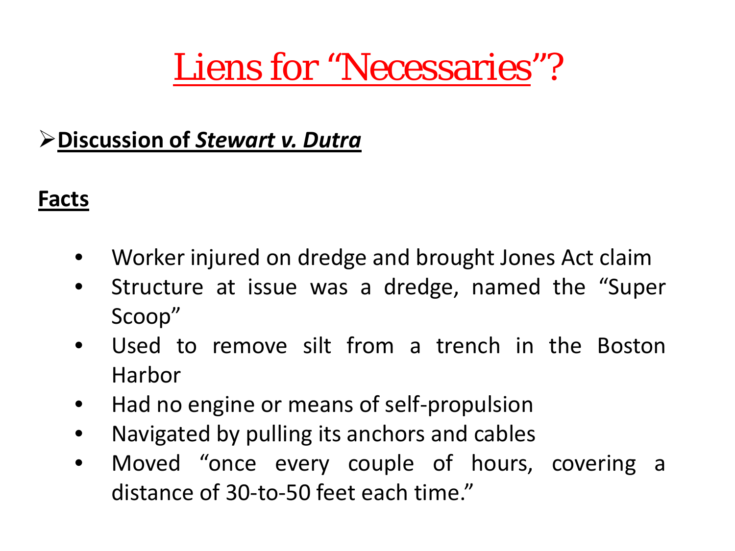# Liens for "Necessaries"?

- **Discussion of *Stewart v. Dutra***

**Facts**

- Worker injured on dredge and brought Jones Act claim
- Structure at issue was a dredge, named the "Super Scoop"
- Used to remove silt from a trench in the Boston Harbor
- Had no engine or means of self-propulsion
- Navigated by pulling its anchors and cables
- Moved "once every couple of hours, covering a distance of 30-to-50 feet each time."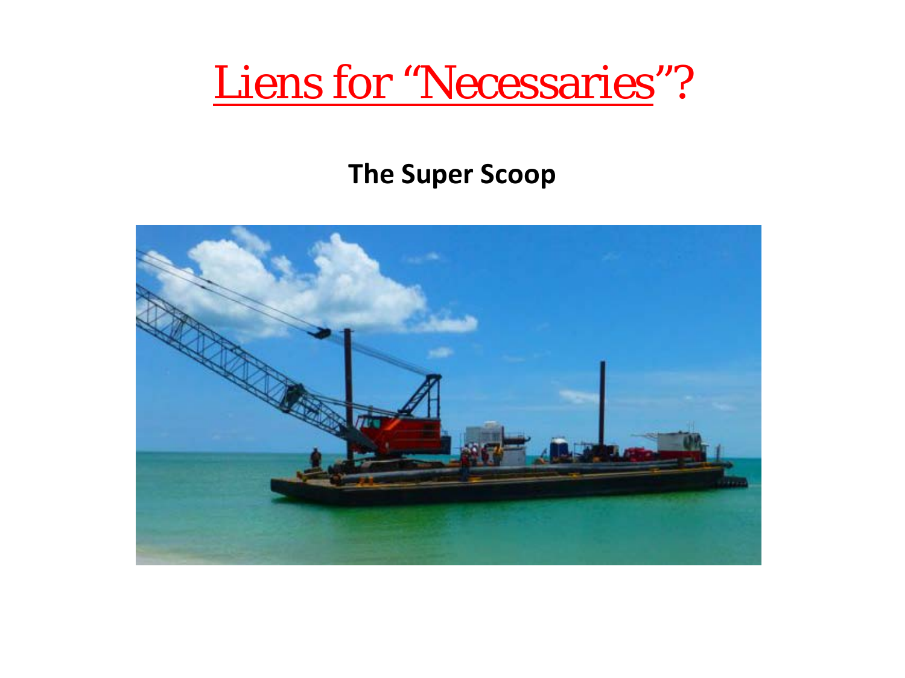# Liens for "Necessaries"?

**The Super Scoop**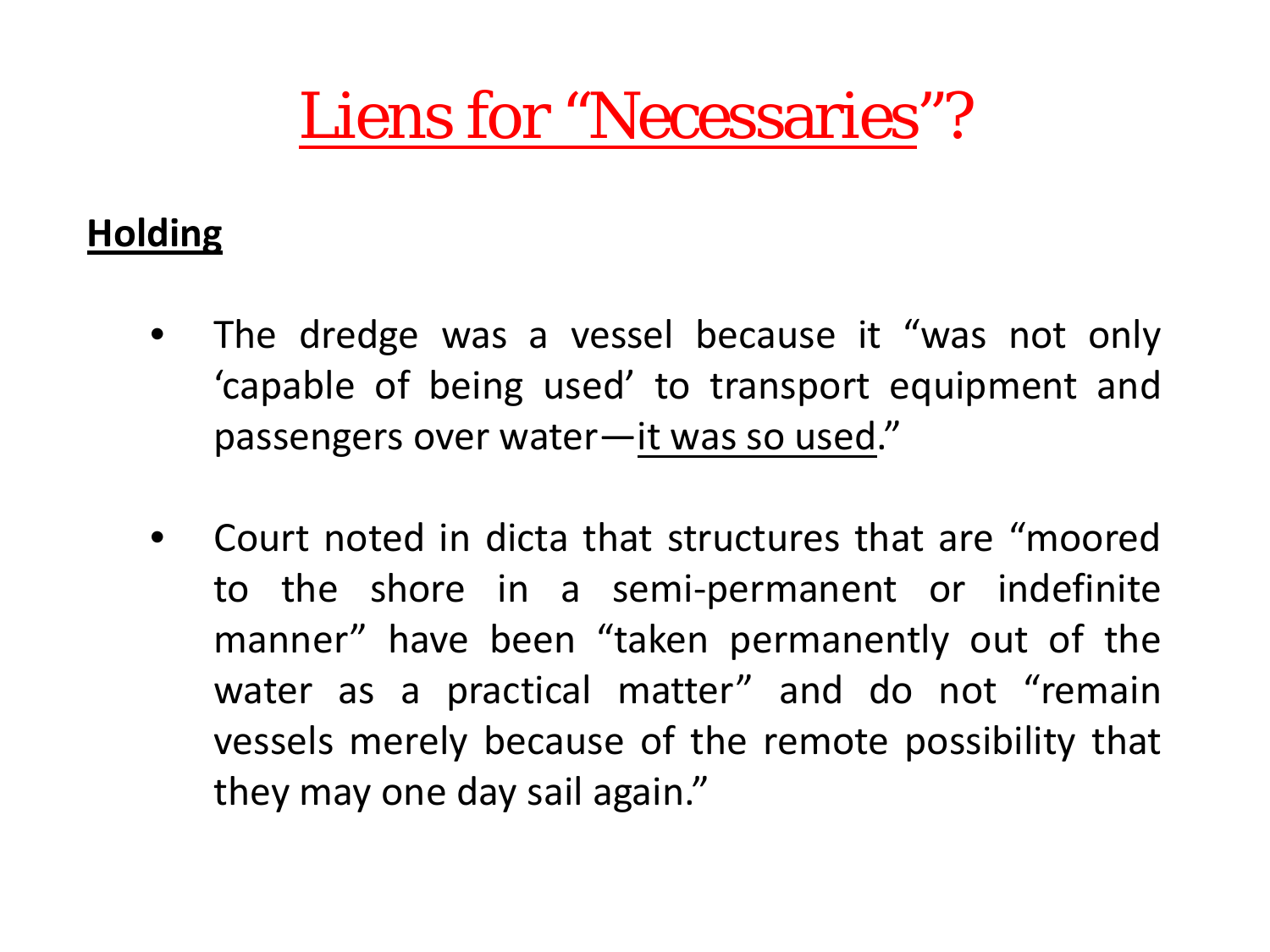# Liens for "Necessaries"?

**Holding**

- The dredge was a vessel because it "was not only 'capable of being used' to transport equipment and passengers over water—it was so used."

- Court noted in dicta that structures that are "moored to the shore in a semi-permanent or indefinite manner" have been "taken permanently out of the water as a practical matter" and do not "remain vessels merely because of the remote possibility that they may one day sail again."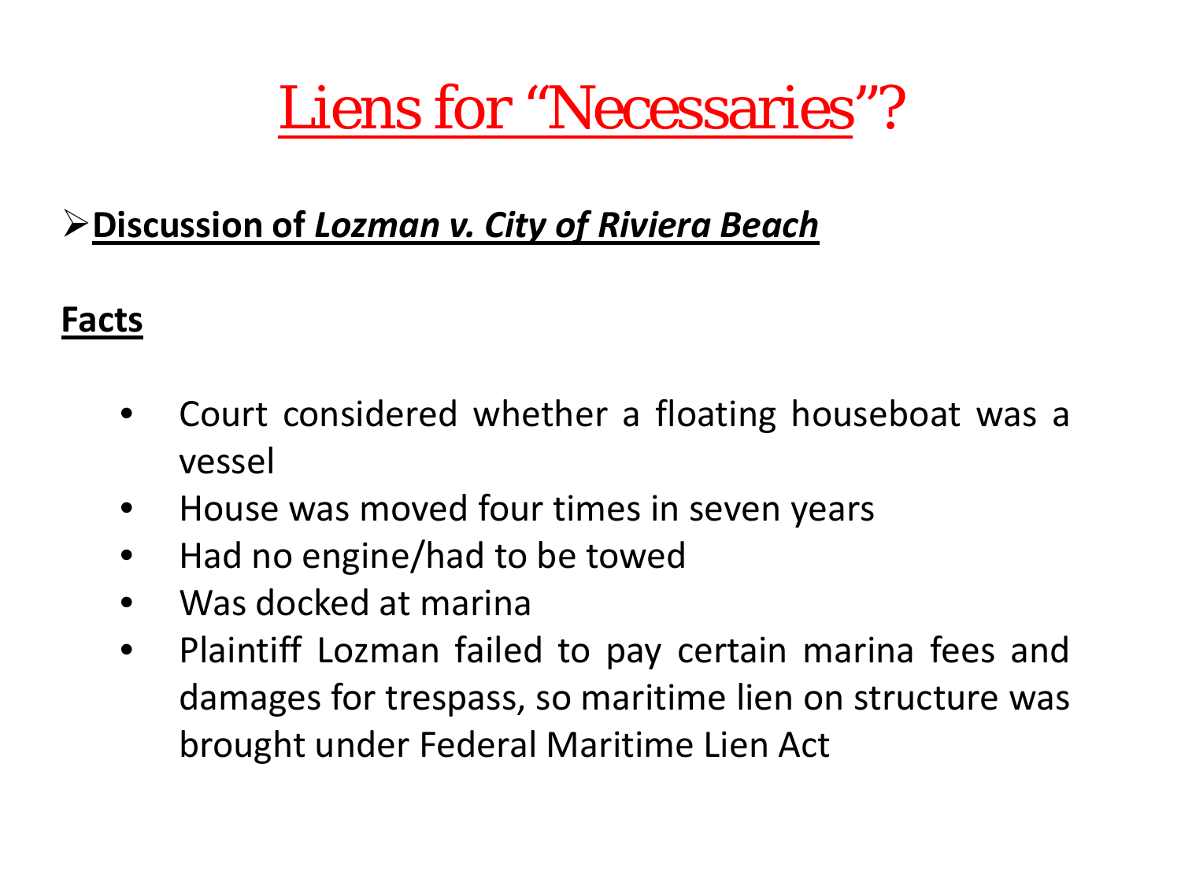# Liens for "Necessaries"?

- **Discussion of *Lozman v. City of Riviera Beach***

**Facts**

- Court considered whether a floating houseboat was a vessel
- House was moved four times in seven years
- Had no engine/had to be towed
- Was docked at marina
- Plaintiff Lozman failed to pay certain marina fees and damages for trespass, so maritime lien on structure was brought under Federal Maritime Lien Act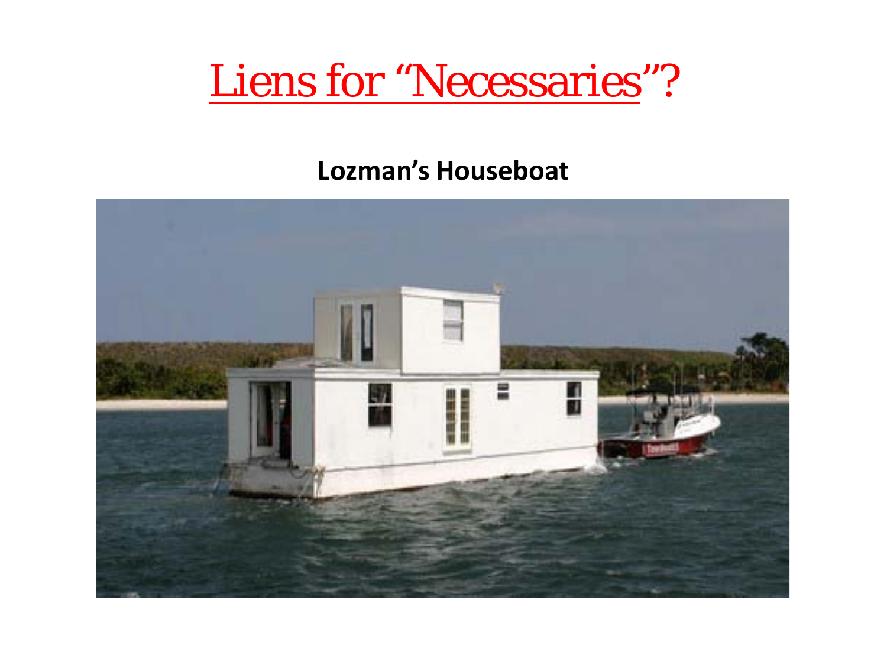# Liens for "Necessaries"?

**Lozman's Houseboat**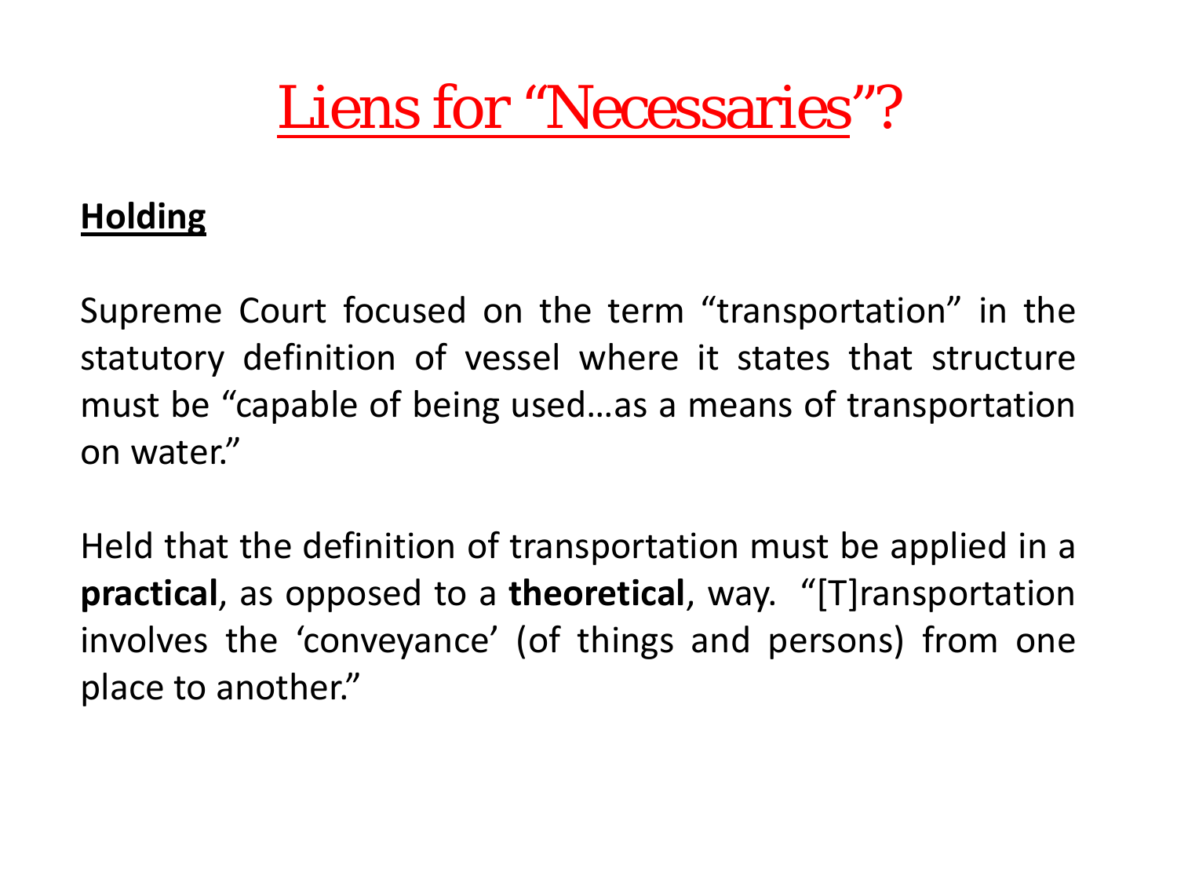# Liens for "Necessaries"?

**Holding**

Supreme Court focused on the term "transportation" in the statutory definition of vessel where it states that structure must be "capable of being used…as a means of transportation on water."

Held that the definition of transportation must be applied in a **practical**, as opposed to a **theoretical**, way. "[T]ransportation involves the 'conveyance' (of things and persons) from one place to another."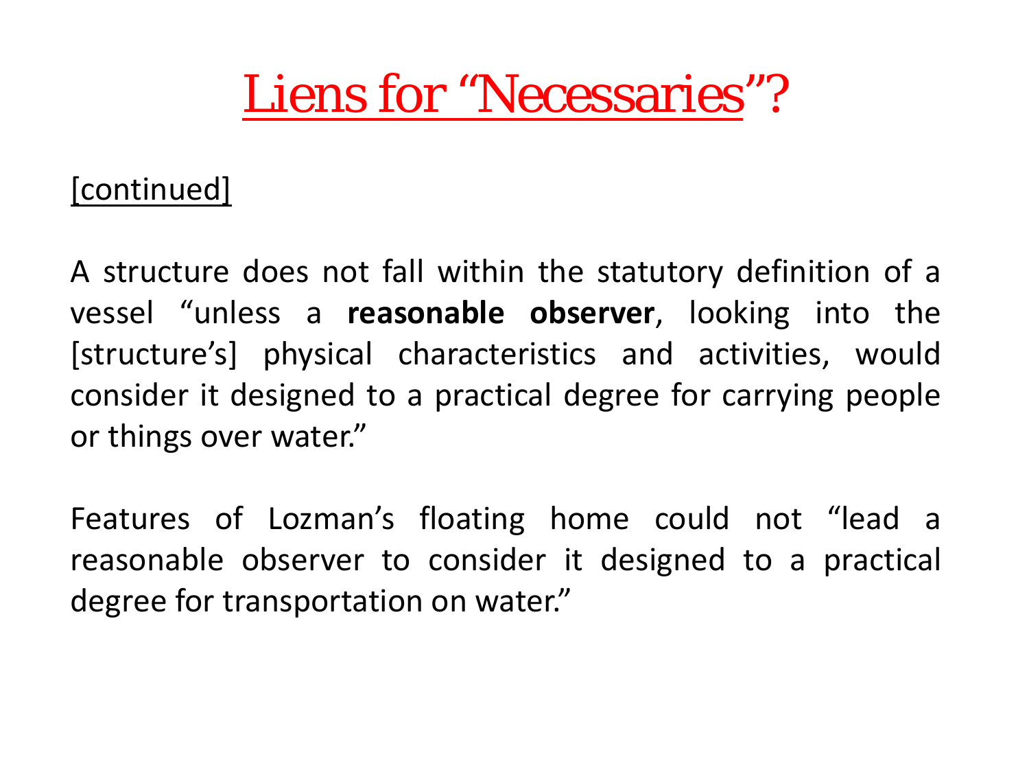# Liens for "Necessaries"?

[continued]

A structure does not fall within the statutory definition of a vessel "unless a **reasonable observer**, looking into the [structure's] physical characteristics and activities, would consider it designed to a practical degree for carrying people or things over water."

Features of Lozman's floating home could not "lead a reasonable observer to consider it designed to a practical degree for transportation on water."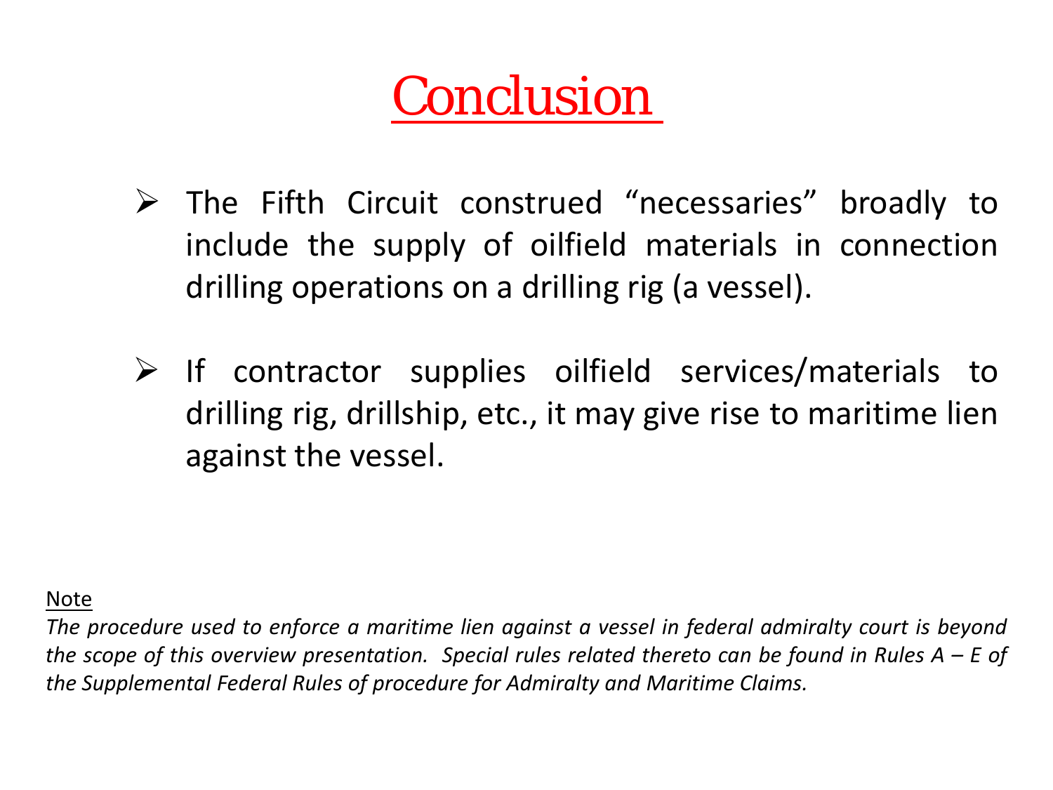# Conclusion

- The Fifth Circuit construed "necessaries" broadly to include the supply of oilfield materials in connection drilling operations on a drilling rig (a vessel).
- If contractor supplies oilfield services/materials to drilling rig, drillship, etc., it may give rise to maritime lien against the vessel.

Note

*The procedure used to enforce a maritime lien against a vessel in federal admiralty court is beyond the scope of this overview presentation. Special rules related thereto can be found in Rules A – E of the Supplemental Federal Rules of procedure for Admiralty and Maritime Claims.*